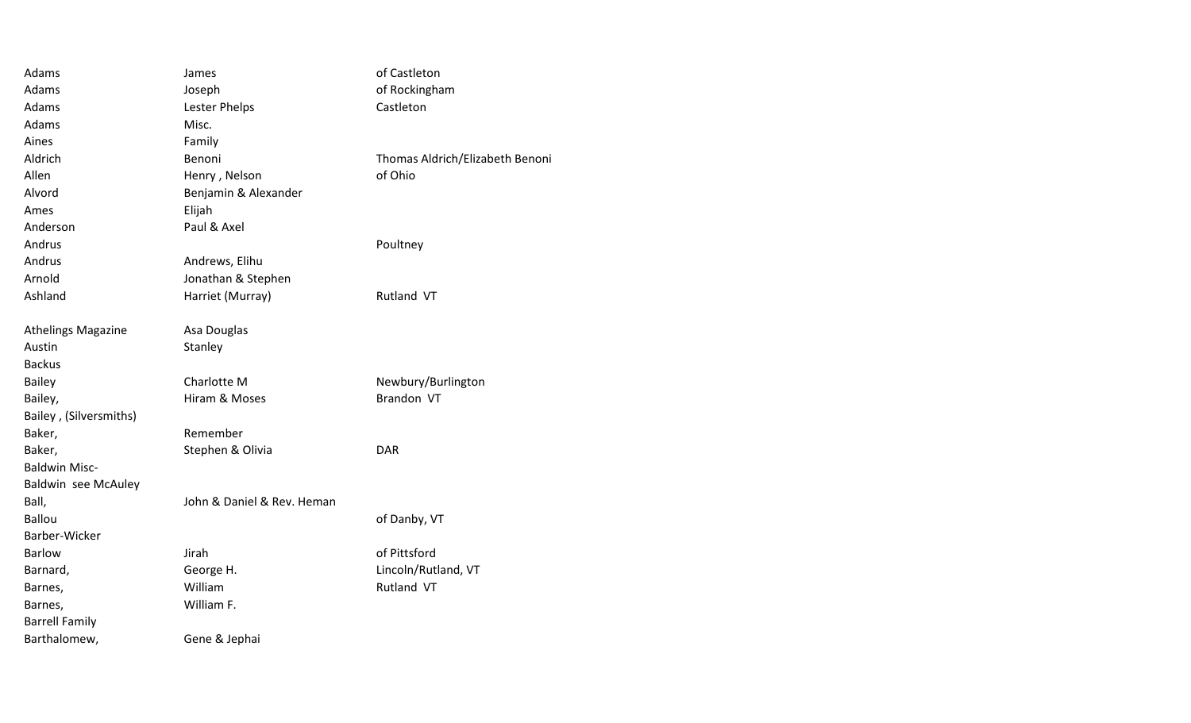| | | |
|---|---|---|
| Adams | James | of Castleton |
| Adams | Joseph | of Rockingham |
| Adams | Lester Phelps | Castleton |
| Adams | Misc. | |
| Aines | Family | |
| Aldrich | Benoni | Thomas Aldrich/Elizabeth Benoni |
| Allen | Henry , Nelson | of Ohio |
| Alvord | Benjamin & Alexander | |
| Ames | Elijah | |
| Anderson | Paul & Axel | |
| Andrus | | Poultney |
| Andrus | Andrews, Elihu | |
| Arnold | Jonathan & Stephen | |
| Ashland | Harriet (Murray) | Rutland VT |
| | | |
| Athelings Magazine | Asa Douglas | |
| Austin | Stanley | |
| Backus | | |
| Bailey | Charlotte M | Newbury/Burlington |
| Bailey, | Hiram & Moses | Brandon VT |
| Bailey , (Silversmiths) | | |
| Baker, | Remember | |
| Baker, | Stephen & Olivia | DAR |
| Baldwin Misc- | | |
| Baldwin see McAuley | | |
| Ball, | John & Daniel & Rev. Heman | |
| Ballou | | of Danby, VT |
| Barber-Wicker | | |
| Barlow | Jirah | of Pittsford |
| Barnard, | George H. | Lincoln/Rutland, VT |
| Barnes, | William | Rutland VT |
| Barnes, | William F. | |
| Barrell Family | | |
| Barthalomew, | Gene & Jephai | |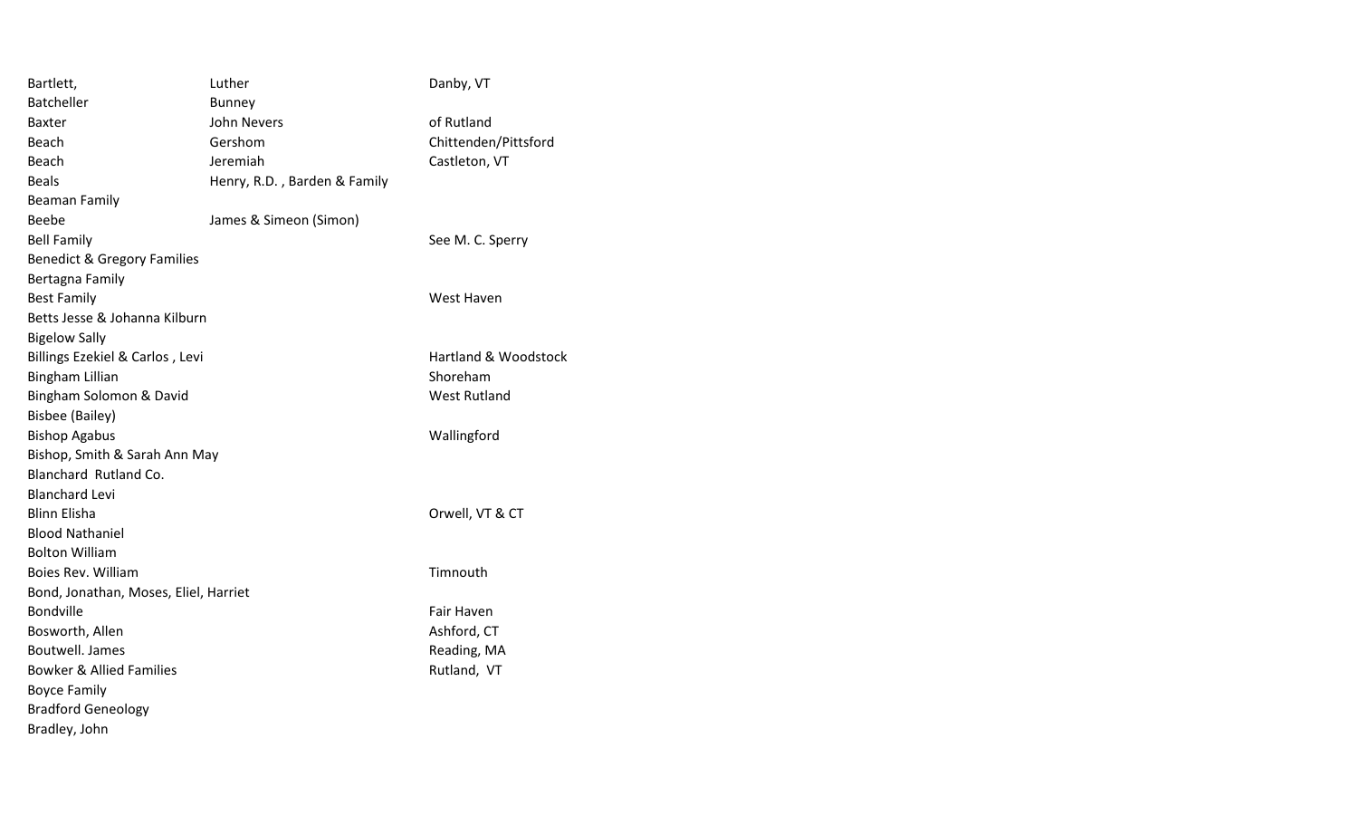| | | |
|---|---|---|
| Bartlett, | Luther | Danby, VT |
| Batcheller | Bunney | |
| Baxter | John Nevers | of Rutland |
| Beach | Gershom | Chittenden/Pittsford |
| Beach | Jeremiah | Castleton, VT |
| Beals | Henry, R.D. , Barden & Family | |
| Beaman Family | | |
| Beebe | James & Simeon (Simon) | |
| Bell Family | | See M. C. Sperry |
| Benedict & Gregory Families | | |
| Bertagna Family | | |
| Best Family | | West Haven |
| Betts Jesse & Johanna Kilburn | | |
| Bigelow Sally | | |
| Billings Ezekiel & Carlos , Levi | | Hartland & Woodstock |
| Bingham Lillian | | Shoreham |
| Bingham Solomon & David | | West Rutland |
| Bisbee (Bailey) | | |
| Bishop Agabus | | Wallingford |
| Bishop, Smith & Sarah Ann May | | |
| Blanchard Rutland Co. | | |
| Blanchard Levi | | |
| Blinn Elisha | | Orwell, VT & CT |
| Blood Nathaniel | | |
| Bolton William | | |
| Boies Rev. William | | Timnouth |
| Bond, Jonathan, Moses, Eliel, Harriet | | |
| Bondville | | Fair Haven |
| Bosworth, Allen | | Ashford, CT |
| Boutwell. James | | Reading, MA |
| Bowker & Allied Families | | Rutland, VT |
| Boyce Family | | |
| Bradford Geneology | | |
| Bradley, John | | |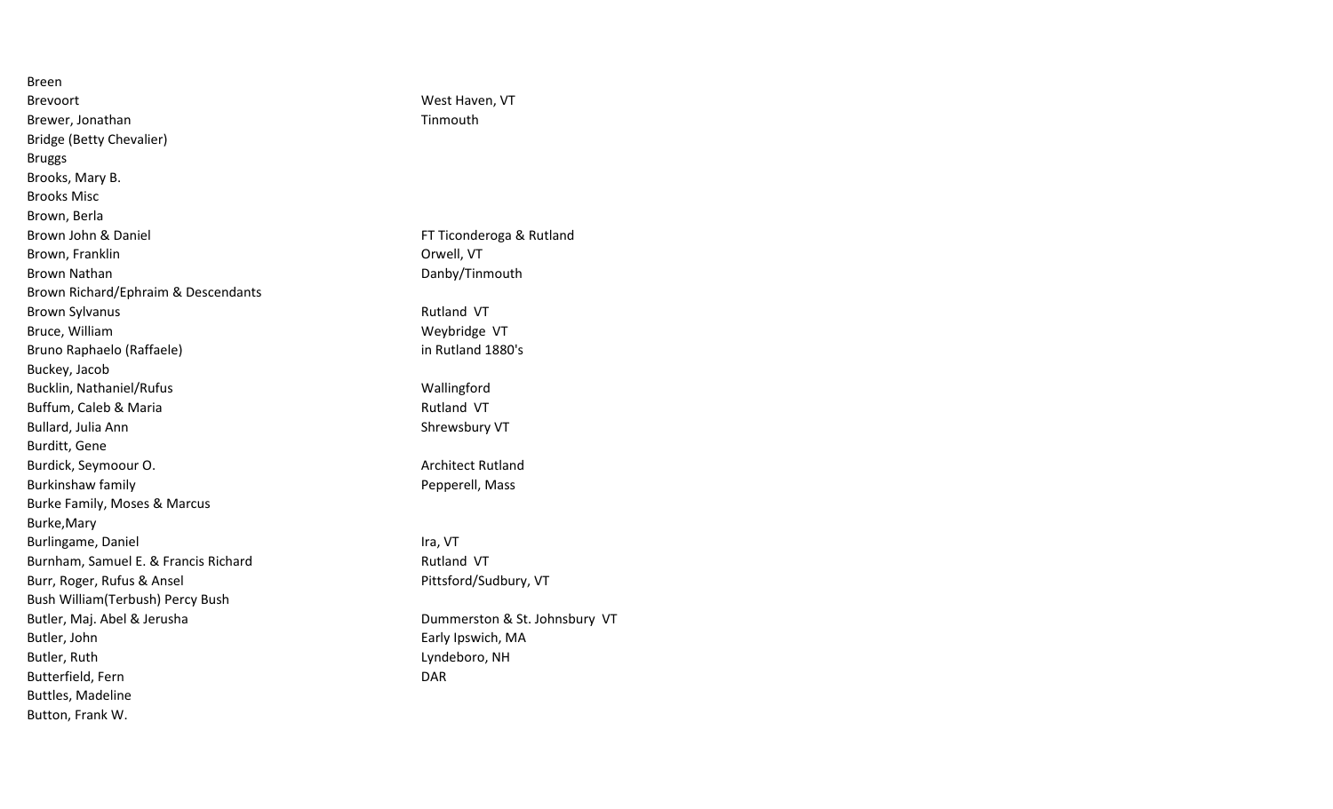| | |
|---|---|
| Breen | |
| Brevoort | West Haven, VT |
| Brewer, Jonathan | Tinmouth |
| Bridge (Betty Chevalier) | |
| Bruggs | |
| Brooks, Mary B. | |
| Brooks Misc | |
| Brown, Berla | |
| Brown John & Daniel | FT Ticonderoga & Rutland |
| Brown, Franklin | Orwell, VT |
| Brown Nathan | Danby/Tinmouth |
| Brown Richard/Ephraim & Descendants | |
| Brown Sylvanus | Rutland VT |
| Bruce, William | Weybridge VT |
| Bruno Raphaelo (Raffaele) | in Rutland 1880's |
| Buckey, Jacob | |
| Bucklin, Nathaniel/Rufus | Wallingford |
| Buffum, Caleb & Maria | Rutland VT |
| Bullard, Julia Ann | Shrewsbury VT |
| Burditt, Gene | |
| Burdick, Seymoour O. | Architect Rutland |
| Burkinshaw family | Pepperell, Mass |
| Burke Family, Moses & Marcus | |
| Burke,Mary | |
| Burlingame, Daniel | Ira, VT |
| Burnham, Samuel E. & Francis Richard | Rutland VT |
| Burr, Roger, Rufus & Ansel | Pittsford/Sudbury, VT |
| Bush William(Terbush) Percy Bush | |
| Butler, Maj. Abel & Jerusha | Dummerston & St. Johnsbury VT |
| Butler, John | Early Ipswich, MA |
| Butler, Ruth | Lyndeboro, NH |
| Butterfield, Fern | DAR |
| Buttles, Madeline | |
| Button, Frank W. | |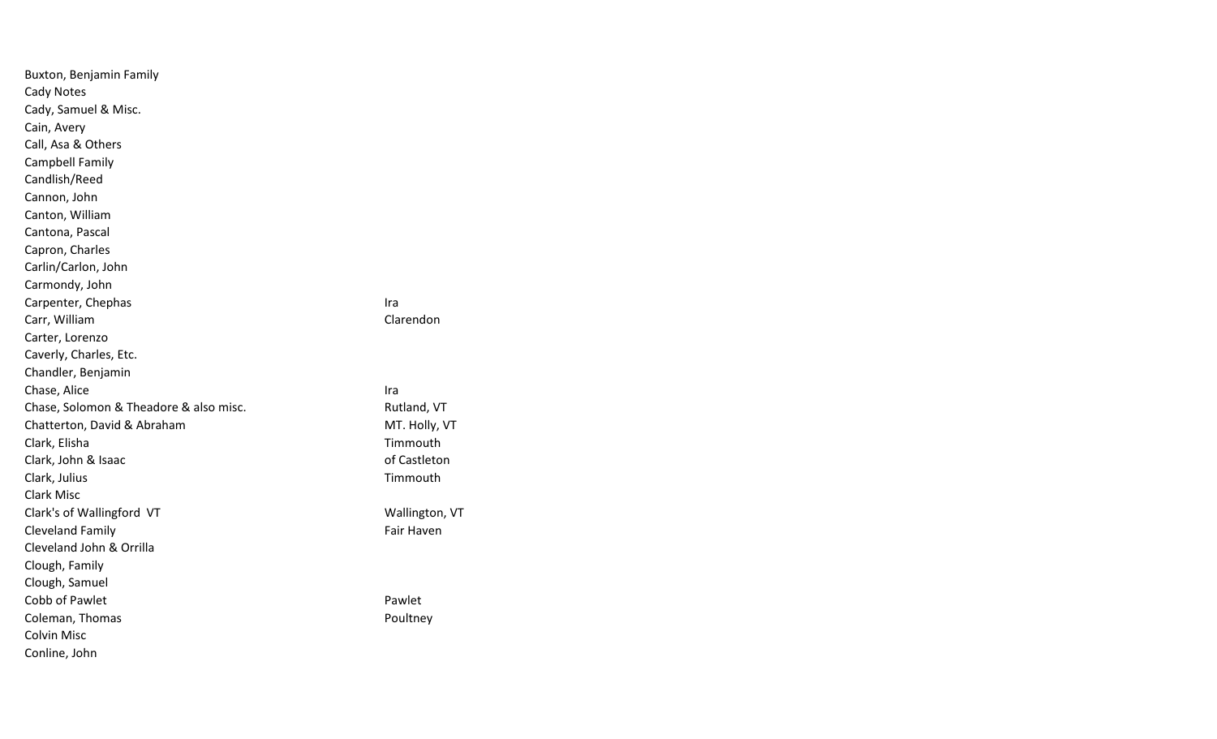| | |
|---|---|
| Buxton, Benjamin Family | |
| Cady Notes | |
| Cady, Samuel & Misc. | |
| Cain, Avery | |
| Call, Asa & Others | |
| Campbell Family | |
| Candlish/Reed | |
| Cannon, John | |
| Canton, William | |
| Cantona, Pascal | |
| Capron, Charles | |
| Carlin/Carlon, John | |
| Carmondy, John | |
| Carpenter, Chephas | Ira |
| Carr, William | Clarendon |
| Carter, Lorenzo | |
| Caverly, Charles, Etc. | |
| Chandler, Benjamin | |
| Chase, Alice | Ira |
| Chase, Solomon & Theadore & also misc. | Rutland, VT |
| Chatterton, David & Abraham | MT. Holly, VT |
| Clark, Elisha | Timmouth |
| Clark, John & Isaac | of Castleton |
| Clark, Julius | Timmouth |
| Clark Misc | |
| Clark's of Wallingford VT | Wallington, VT |
| Cleveland Family | Fair Haven |
| Cleveland John & Orrilla | |
| Clough, Family | |
| Clough, Samuel | |
| Cobb of Pawlet | Pawlet |
| Coleman, Thomas | Poultney |
| Colvin Misc | |
| Conline, John | |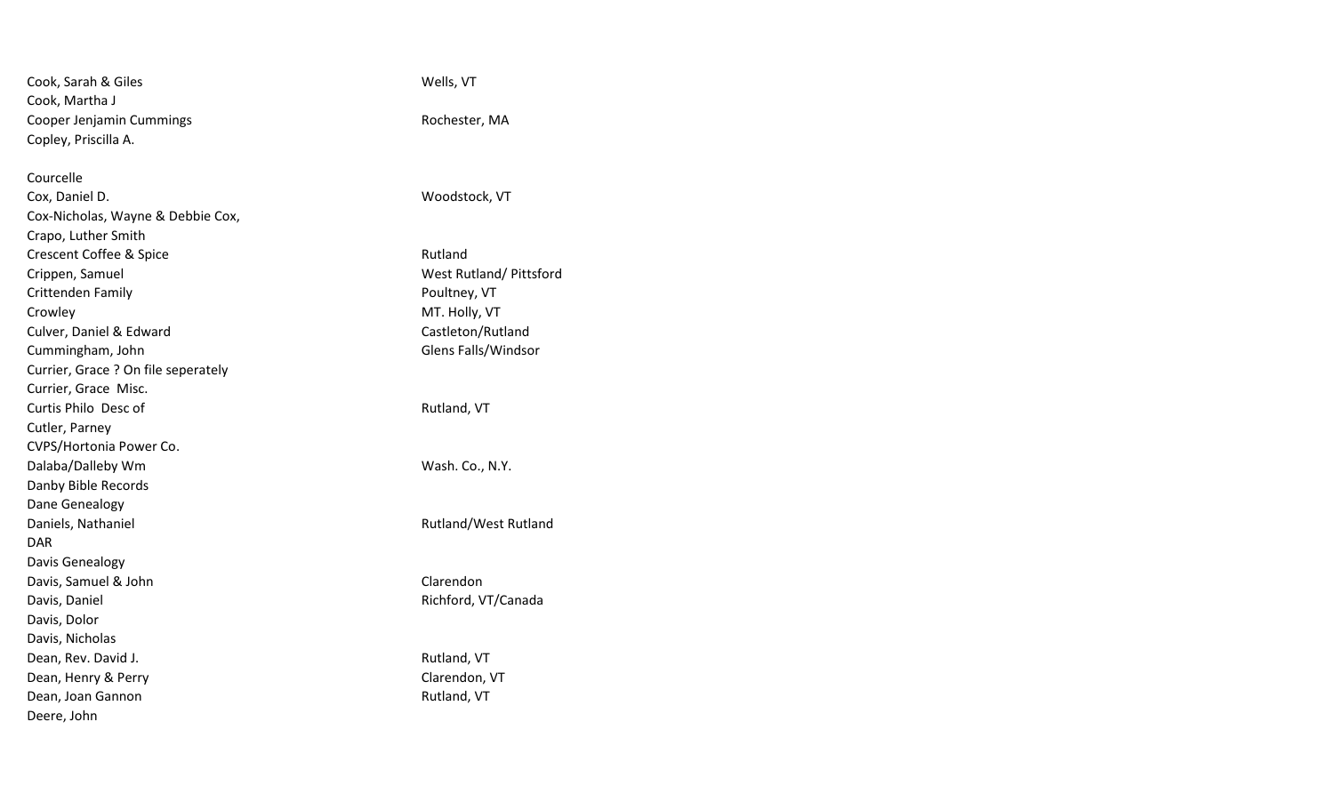| | |
|---|---|
| Cook, Sarah & Giles | Wells, VT |
| Cook, Martha J | |
| Cooper Jenjamin Cummings | Rochester, MA |
| Copley, Priscilla A. | |
| | |
| Courcelle | |
| Cox, Daniel D. | Woodstock, VT |
| Cox-Nicholas, Wayne & Debbie Cox, | |
| Crapo, Luther Smith | |
| Crescent Coffee & Spice | Rutland |
| Crippen, Samuel | West Rutland/ Pittsford |
| Crittenden Family | Poultney, VT |
| Crowley | MT. Holly, VT |
| Culver, Daniel & Edward | Castleton/Rutland |
| Cummingham, John | Glens Falls/Windsor |
| Currier, Grace ? On file seperately | |
| Currier, Grace Misc. | |
| Curtis Philo Desc of | Rutland, VT |
| Cutler, Parney | |
| CVPS/Hortonia Power Co. | |
| Dalaba/Dalleby Wm | Wash. Co., N.Y. |
| Danby Bible Records | |
| Dane Genealogy | |
| Daniels, Nathaniel | Rutland/West Rutland |
| DAR | |
| Davis Genealogy | |
| Davis, Samuel & John | Clarendon |
| Davis, Daniel | Richford, VT/Canada |
| Davis, Dolor | |
| Davis, Nicholas | |
| Dean, Rev. David J. | Rutland, VT |
| Dean, Henry & Perry | Clarendon, VT |
| Dean, Joan Gannon | Rutland, VT |
| Deere, John | |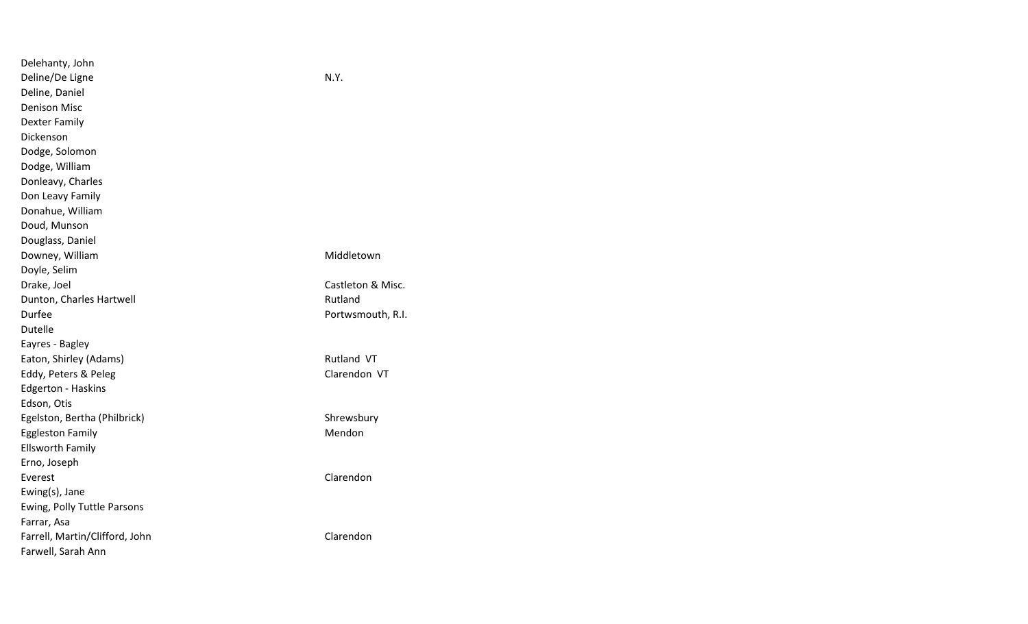| | |
|---|---|
| Delehanty, John | |
| Deline/De Ligne | N.Y. |
| Deline, Daniel | |
| Denison Misc | |
| Dexter Family | |
| Dickenson | |
| Dodge, Solomon | |
| Dodge, William | |
| Donleavy, Charles | |
| Don Leavy Family | |
| Donahue, William | |
| Doud, Munson | |
| Douglass, Daniel | |
| Downey, William | Middletown |
| Doyle, Selim | |
| Drake, Joel | Castleton & Misc. |
| Dunton, Charles Hartwell | Rutland |
| Durfee | Portwsmouth, R.I. |
| Dutelle | |
| Eayres - Bagley | |
| Eaton, Shirley (Adams) | Rutland VT |
| Eddy, Peters & Peleg | Clarendon VT |
| Edgerton - Haskins | |
| Edson, Otis | |
| Egelston, Bertha (Philbrick) | Shrewsbury |
| Eggleston Family | Mendon |
| Ellsworth Family | |
| Erno, Joseph | |
| Everest | Clarendon |
| Ewing(s), Jane | |
| Ewing, Polly Tuttle Parsons | |
| Farrar, Asa | |
| Farrell, Martin/Clifford, John | Clarendon |
| Farwell, Sarah Ann | |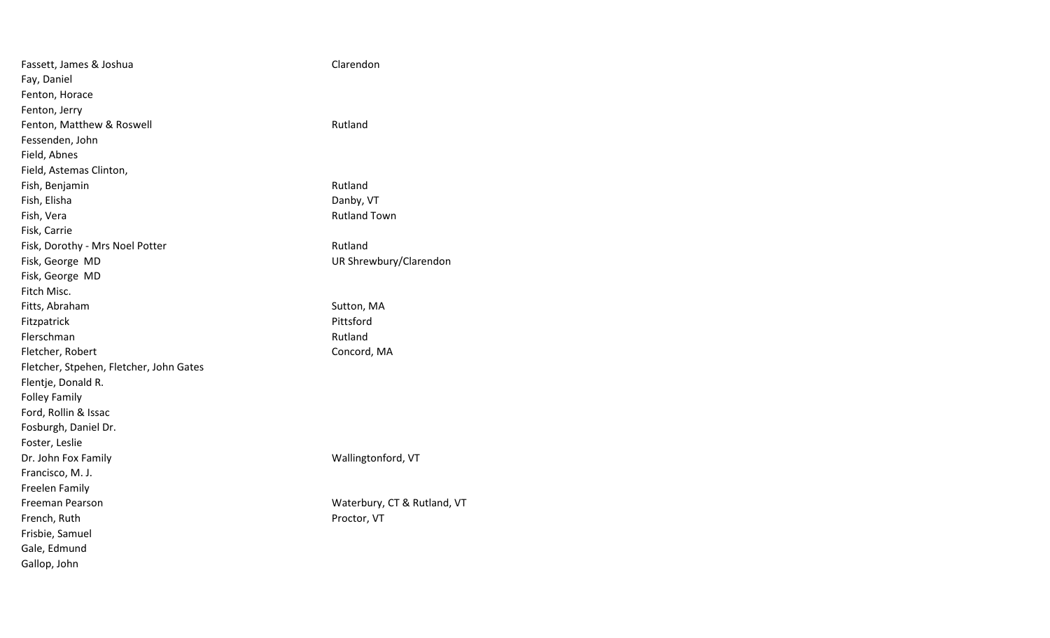| | |
|---|---|
| Fassett, James & Joshua | Clarendon |
| Fay, Daniel | |
| Fenton, Horace | |
| Fenton, Jerry | |
| Fenton, Matthew & Roswell | Rutland |
| Fessenden, John | |
| Field, Abnes | |
| Field, Astemas Clinton, | |
| Fish, Benjamin | Rutland |
| Fish, Elisha | Danby, VT |
| Fish, Vera | Rutland Town |
| Fisk, Carrie | |
| Fisk, Dorothy - Mrs Noel Potter | Rutland |
| Fisk, George MD | UR Shrewbury/Clarendon |
| Fisk, George MD | |
| Fitch Misc. | |
| Fitts, Abraham | Sutton, MA |
| Fitzpatrick | Pittsford |
| Flerschman | Rutland |
| Fletcher, Robert | Concord, MA |
| Fletcher, Stpehen, Fletcher, John Gates | |
| Flentje, Donald R. | |
| Folley Family | |
| Ford, Rollin & Issac | |
| Fosburgh, Daniel Dr. | |
| Foster, Leslie | |
| Dr. John Fox Family | Wallingtonford, VT |
| Francisco, M. J. | |
| Freelen Family | |
| Freeman Pearson | Waterbury, CT & Rutland, VT |
| French, Ruth | Proctor, VT |
| Frisbie, Samuel | |
| Gale, Edmund | |
| Gallop, John | |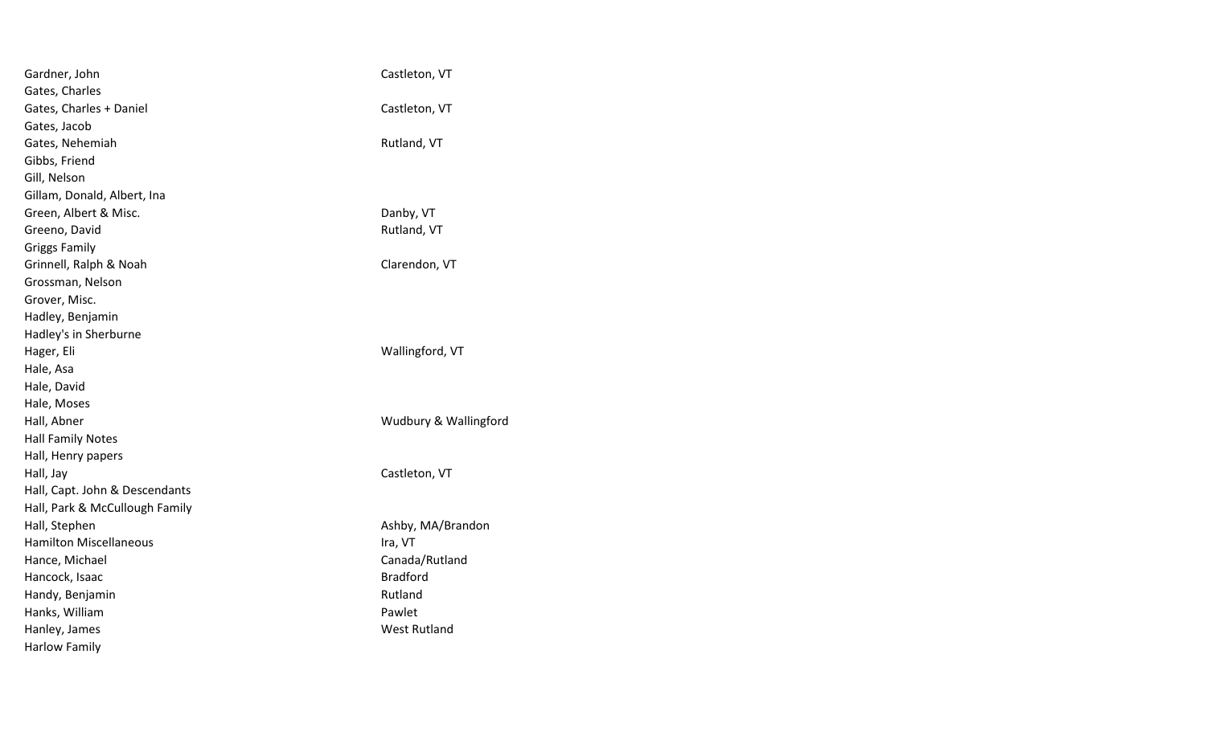| | |
|---|---|
| Gardner, John | Castleton, VT |
| Gates, Charles | |
| Gates, Charles + Daniel | Castleton, VT |
| Gates, Jacob | |
| Gates, Nehemiah | Rutland, VT |
| Gibbs, Friend | |
| Gill, Nelson | |
| Gillam, Donald, Albert, Ina | |
| Green, Albert & Misc. | Danby, VT |
| Greeno, David | Rutland, VT |
| Griggs Family | |
| Grinnell, Ralph & Noah | Clarendon, VT |
| Grossman, Nelson | |
| Grover, Misc. | |
| Hadley, Benjamin | |
| Hadley's in Sherburne | |
| Hager, Eli | Wallingford, VT |
| Hale, Asa | |
| Hale, David | |
| Hale, Moses | |
| Hall, Abner | Wudbury & Wallingford |
| Hall Family Notes | |
| Hall, Henry papers | |
| Hall, Jay | Castleton, VT |
| Hall, Capt. John & Descendants | |
| Hall, Park & McCullough Family | |
| Hall, Stephen | Ashby, MA/Brandon |
| Hamilton Miscellaneous | Ira, VT |
| Hance, Michael | Canada/Rutland |
| Hancock, Isaac | Bradford |
| Handy, Benjamin | Rutland |
| Hanks, William | Pawlet |
| Hanley, James | West Rutland |
| Harlow Family | |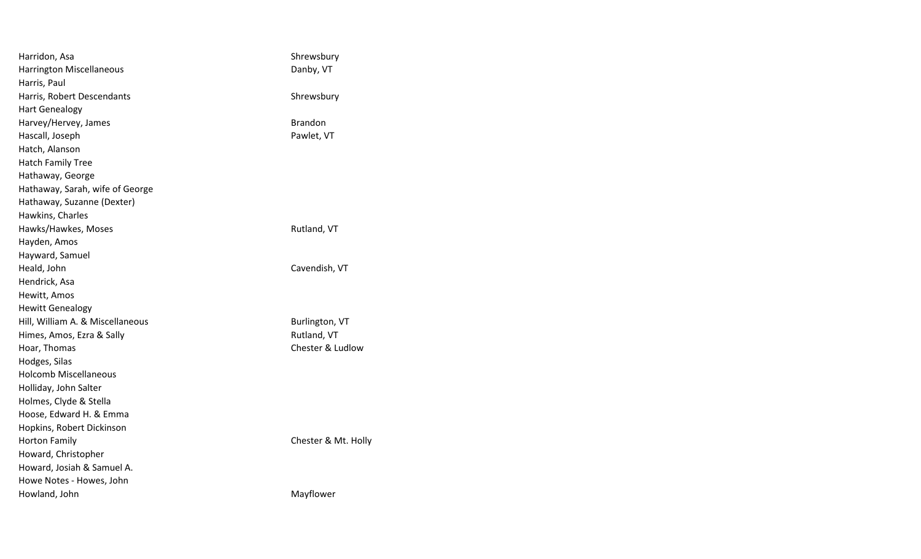| | |
|---|---|
| Harridon, Asa | Shrewsbury |
| Harrington Miscellaneous | Danby, VT |
| Harris, Paul | |
| Harris, Robert Descendants | Shrewsbury |
| Hart Genealogy | |
| Harvey/Hervey, James | Brandon |
| Hascall, Joseph | Pawlet, VT |
| Hatch, Alanson | |
| Hatch Family Tree | |
| Hathaway, George | |
| Hathaway, Sarah, wife of George | |
| Hathaway, Suzanne (Dexter) | |
| Hawkins, Charles | |
| Hawks/Hawkes, Moses | Rutland, VT |
| Hayden, Amos | |
| Hayward, Samuel | |
| Heald, John | Cavendish, VT |
| Hendrick, Asa | |
| Hewitt, Amos | |
| Hewitt Genealogy | |
| Hill, William A. & Miscellaneous | Burlington, VT |
| Himes, Amos, Ezra & Sally | Rutland, VT |
| Hoar, Thomas | Chester & Ludlow |
| Hodges, Silas | |
| Holcomb Miscellaneous | |
| Holliday, John Salter | |
| Holmes, Clyde & Stella | |
| Hoose, Edward H. & Emma | |
| Hopkins, Robert Dickinson | |
| Horton Family | Chester & Mt. Holly |
| Howard, Christopher | |
| Howard, Josiah & Samuel A. | |
| Howe Notes - Howes, John | |
| Howland, John | Mayflower |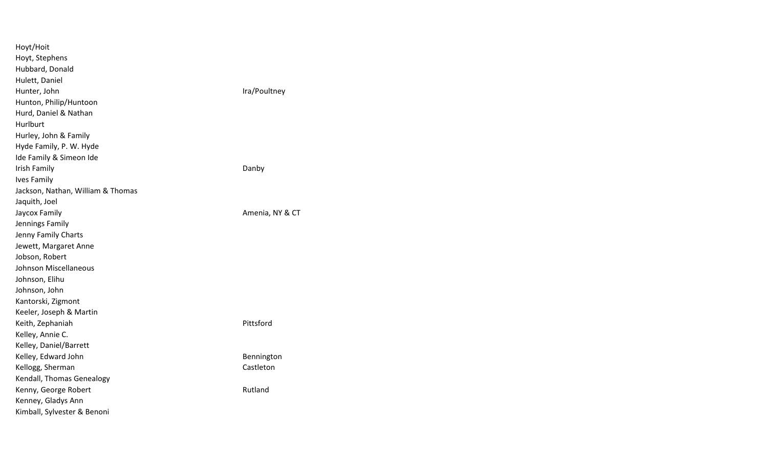| | |
|---|---|
| Hoyt/Hoit | |
| Hoyt, Stephens | |
| Hubbard, Donald | |
| Hulett, Daniel | |
| Hunter, John | Ira/Poultney |
| Hunton, Philip/Huntoon | |
| Hurd, Daniel & Nathan | |
| Hurlburt | |
| Hurley, John & Family | |
| Hyde Family, P. W. Hyde | |
| Ide Family & Simeon Ide | |
| Irish Family | Danby |
| Ives Family | |
| Jackson, Nathan, William & Thomas | |
| Jaquith, Joel | |
| Jaycox Family | Amenia, NY & CT |
| Jennings Family | |
| Jenny Family Charts | |
| Jewett, Margaret Anne | |
| Jobson, Robert | |
| Johnson Miscellaneous | |
| Johnson, Elihu | |
| Johnson, John | |
| Kantorski, Zigmont | |
| Keeler, Joseph & Martin | |
| Keith, Zephaniah | Pittsford |
| Kelley, Annie C. | |
| Kelley, Daniel/Barrett | |
| Kelley, Edward John | Bennington |
| Kellogg, Sherman | Castleton |
| Kendall, Thomas Genealogy | |
| Kenny, George Robert | Rutland |
| Kenney, Gladys Ann | |
| Kimball, Sylvester & Benoni | |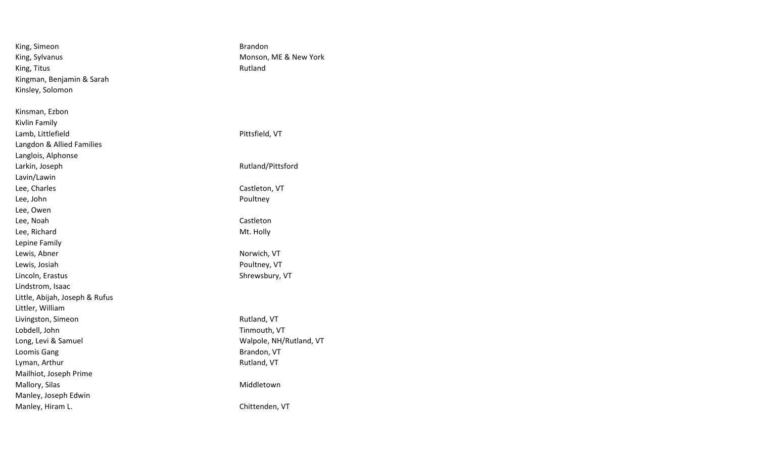| | |
|---|---|
| King, Simeon | Brandon |
| King, Sylvanus | Monson, ME & New York |
| King, Titus | Rutland |
| Kingman, Benjamin & Sarah | |
| Kinsley, Solomon | |
| | |
| Kinsman, Ezbon | |
| Kivlin Family | |
| Lamb, Littlefield | Pittsfield, VT |
| Langdon & Allied Families | |
| Langlois, Alphonse | |
| Larkin, Joseph | Rutland/Pittsford |
| Lavin/Lawin | |
| Lee, Charles | Castleton, VT |
| Lee, John | Poultney |
| Lee, Owen | |
| Lee, Noah | Castleton |
| Lee, Richard | Mt. Holly |
| Lepine Family | |
| Lewis, Abner | Norwich, VT |
| Lewis, Josiah | Poultney, VT |
| Lincoln, Erastus | Shrewsbury, VT |
| Lindstrom, Isaac | |
| Little, Abijah, Joseph & Rufus | |
| Littler, William | |
| Livingston, Simeon | Rutland, VT |
| Lobdell, John | Tinmouth, VT |
| Long, Levi & Samuel | Walpole, NH/Rutland, VT |
| Loomis Gang | Brandon, VT |
| Lyman, Arthur | Rutland, VT |
| Mailhiot, Joseph Prime | |
| Mallory, Silas | Middletown |
| Manley, Joseph Edwin | |
| Manley, Hiram L. | Chittenden, VT |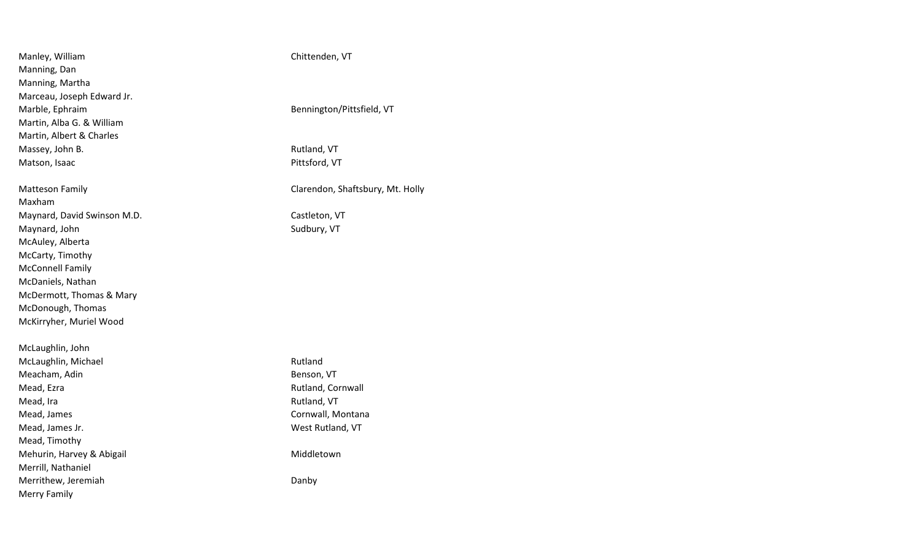| Name | Location |
|---|---|
| Manley, William | Chittenden, VT |
| Manning, Dan | |
| Manning, Martha | |
| Marceau, Joseph Edward Jr. | |
| Marble, Ephraim | Bennington/Pittsfield, VT |
| Martin, Alba G. & William | |
| Martin, Albert & Charles | |
| Massey, John B. | Rutland, VT |
| Matson, Isaac | Pittsford, VT |
| Matteson Family | Clarendon, Shaftsbury, Mt. Holly |
| Maxham | |
| Maynard, David Swinson M.D. | Castleton, VT |
| Maynard, John | Sudbury, VT |
| McAuley, Alberta | |
| McCarty, Timothy | |
| McConnell Family | |
| McDaniels, Nathan | |
| McDermott, Thomas & Mary | |
| McDonough, Thomas | |
| McKirryher, Muriel Wood | |
| McLaughlin, John | |
| McLaughlin, Michael | Rutland |
| Meacham, Adin | Benson, VT |
| Mead, Ezra | Rutland, Cornwall |
| Mead, Ira | Rutland, VT |
| Mead, James | Cornwall, Montana |
| Mead, James Jr. | West Rutland, VT |
| Mead, Timothy | |
| Mehurin, Harvey & Abigail | Middletown |
| Merrill, Nathaniel | |
| Merrithew, Jeremiah | Danby |
| Merry Family | |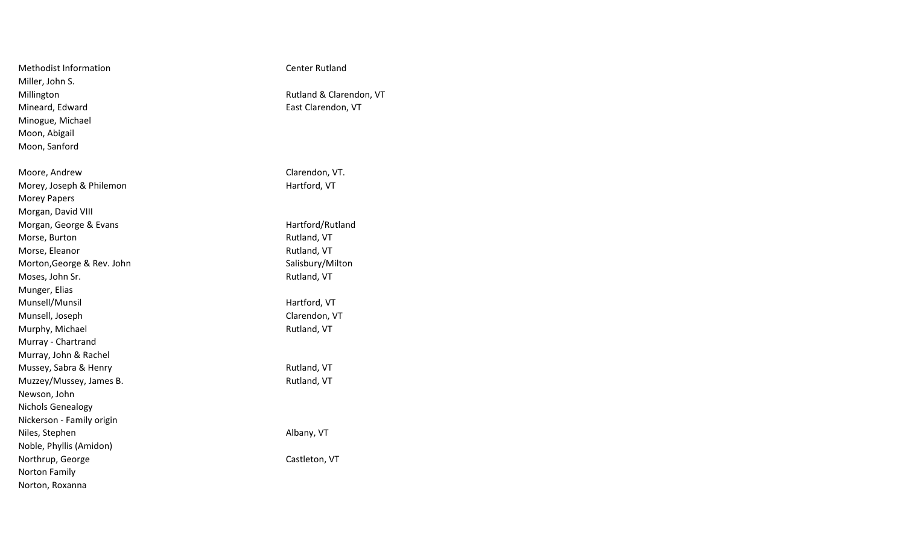| | |
|---|---|
| Methodist Information | Center Rutland |
| Miller, John S. | |
| Millington | Rutland & Clarendon, VT |
| Mineard, Edward | East Clarendon, VT |
| Minogue, Michael | |
| Moon, Abigail | |
| Moon, Sanford | |
| | |
| Moore, Andrew | Clarendon, VT. |
| Morey, Joseph & Philemon | Hartford, VT |
| Morey Papers | |
| Morgan, David VIII | |
| Morgan, George & Evans | Hartford/Rutland |
| Morse, Burton | Rutland, VT |
| Morse, Eleanor | Rutland, VT |
| Morton,George & Rev. John | Salisbury/Milton |
| Moses, John Sr. | Rutland, VT |
| Munger, Elias | |
| Munsell/Munsil | Hartford, VT |
| Munsell, Joseph | Clarendon, VT |
| Murphy, Michael | Rutland, VT |
| Murray - Chartrand | |
| Murray, John & Rachel | |
| Mussey, Sabra & Henry | Rutland, VT |
| Muzzey/Mussey, James B. | Rutland, VT |
| Newson, John | |
| Nichols Genealogy | |
| Nickerson - Family origin | |
| Niles, Stephen | Albany, VT |
| Noble, Phyllis (Amidon) | |
| Northrup, George | Castleton, VT |
| Norton Family | |
| Norton, Roxanna | |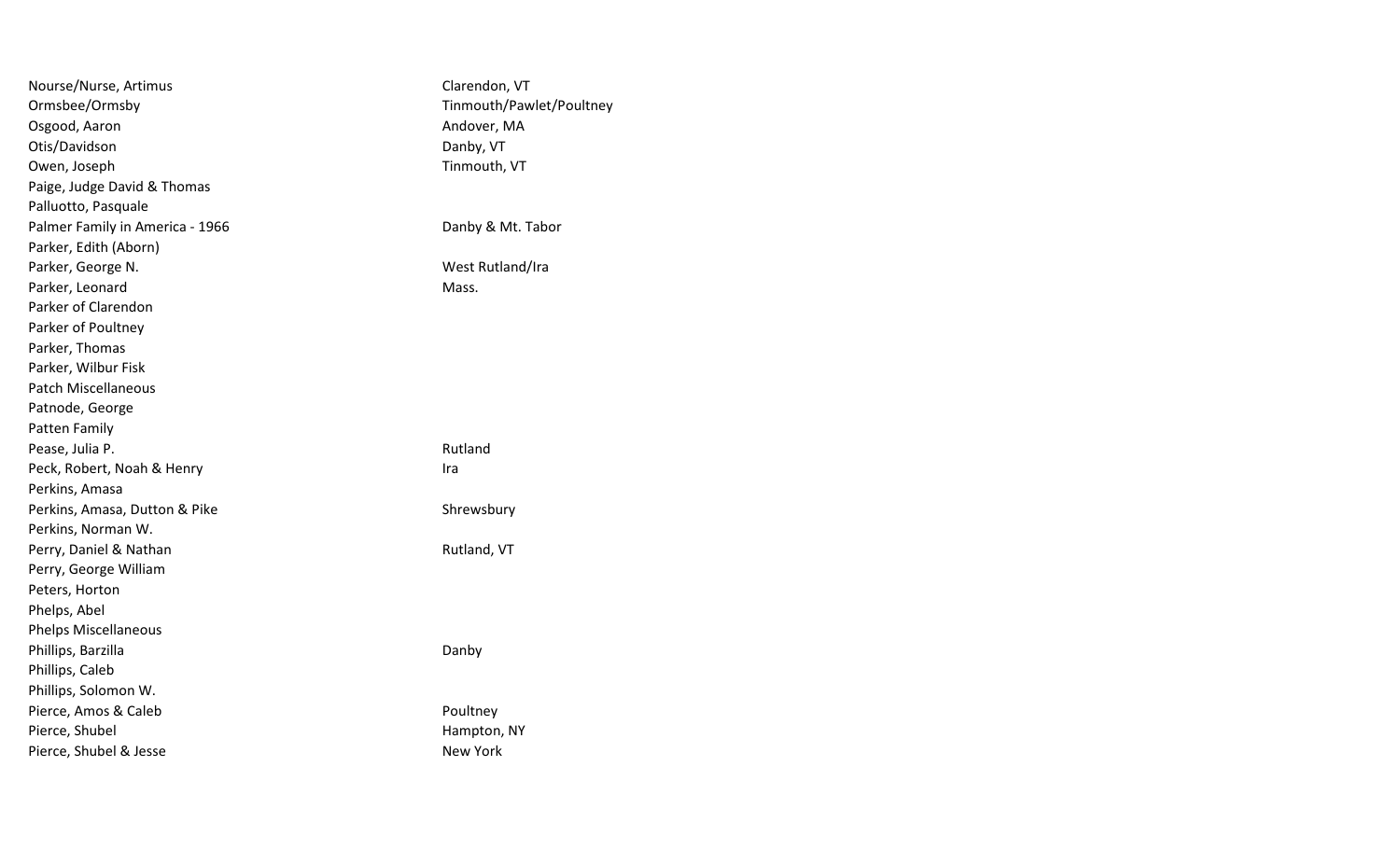| | |
|---|---|
| Nourse/Nurse, Artimus | Clarendon, VT |
| Ormsbee/Ormsby | Tinmouth/Pawlet/Poultney |
| Osgood, Aaron | Andover, MA |
| Otis/Davidson | Danby, VT |
| Owen, Joseph | Tinmouth, VT |
| Paige, Judge David & Thomas | |
| Palluotto, Pasquale | |
| Palmer Family in America - 1966 | Danby & Mt. Tabor |
| Parker, Edith (Aborn) | |
| Parker, George N. | West Rutland/Ira |
| Parker, Leonard | Mass. |
| Parker of Clarendon | |
| Parker of Poultney | |
| Parker, Thomas | |
| Parker, Wilbur Fisk | |
| Patch Miscellaneous | |
| Patnode, George | |
| Patten Family | |
| Pease, Julia P. | Rutland |
| Peck, Robert, Noah & Henry | Ira |
| Perkins, Amasa | |
| Perkins, Amasa, Dutton & Pike | Shrewsbury |
| Perkins, Norman W. | |
| Perry, Daniel & Nathan | Rutland, VT |
| Perry, George William | |
| Peters, Horton | |
| Phelps, Abel | |
| Phelps Miscellaneous | |
| Phillips, Barzilla | Danby |
| Phillips, Caleb | |
| Phillips, Solomon W. | |
| Pierce, Amos & Caleb | Poultney |
| Pierce, Shubel | Hampton, NY |
| Pierce, Shubel & Jesse | New York |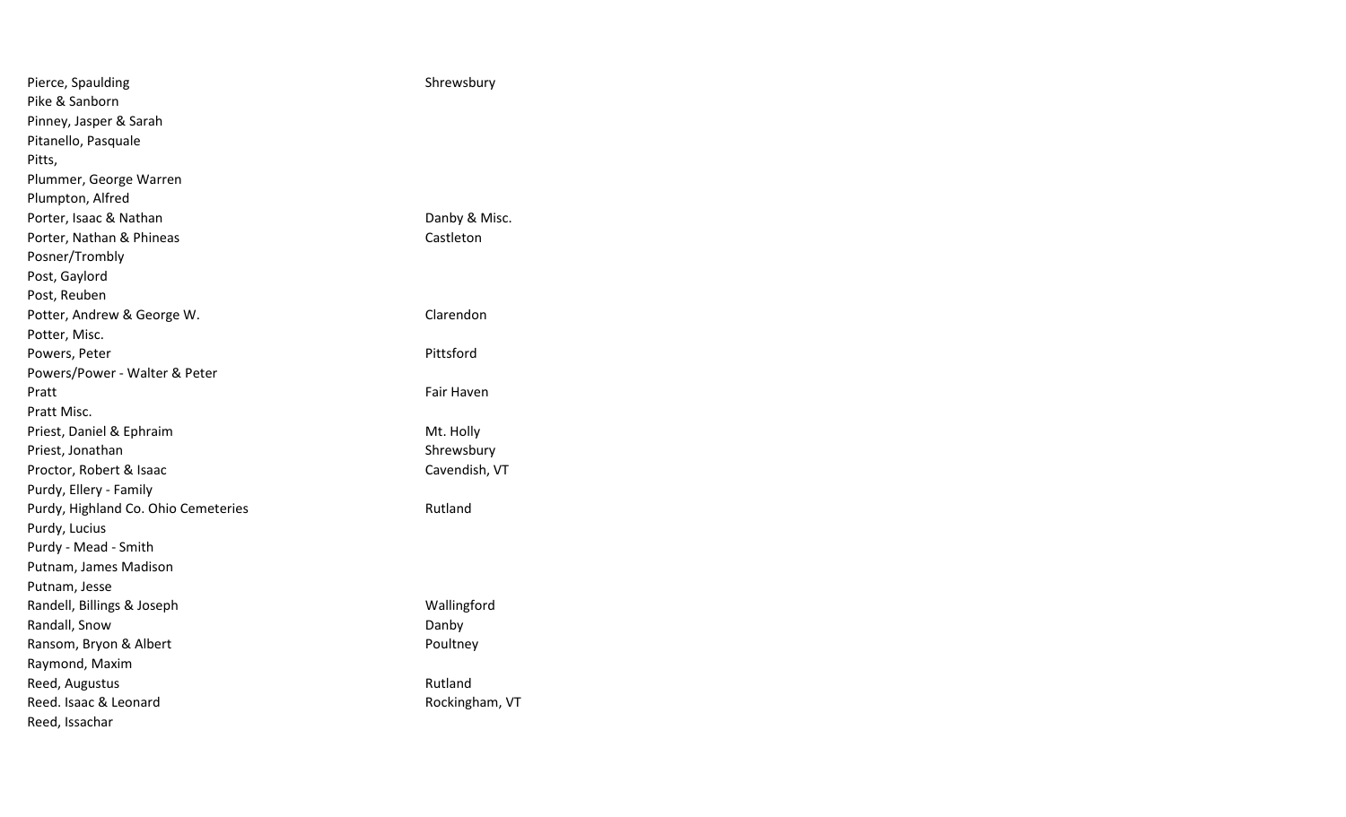| | |
|---|---|
| Pierce, Spaulding | Shrewsbury |
| Pike & Sanborn | |
| Pinney, Jasper & Sarah | |
| Pitanello, Pasquale | |
| Pitts, | |
| Plummer, George Warren | |
| Plumpton, Alfred | |
| Porter, Isaac & Nathan | Danby & Misc. |
| Porter, Nathan & Phineas | Castleton |
| Posner/Trombly | |
| Post, Gaylord | |
| Post, Reuben | |
| Potter, Andrew & George W. | Clarendon |
| Potter, Misc. | |
| Powers, Peter | Pittsford |
| Powers/Power - Walter & Peter | |
| Pratt | Fair Haven |
| Pratt Misc. | |
| Priest, Daniel & Ephraim | Mt. Holly |
| Priest, Jonathan | Shrewsbury |
| Proctor, Robert & Isaac | Cavendish, VT |
| Purdy, Ellery - Family | |
| Purdy, Highland Co. Ohio Cemeteries | Rutland |
| Purdy, Lucius | |
| Purdy - Mead - Smith | |
| Putnam, James Madison | |
| Putnam, Jesse | |
| Randell, Billings & Joseph | Wallingford |
| Randall, Snow | Danby |
| Ransom, Bryon & Albert | Poultney |
| Raymond, Maxim | |
| Reed, Augustus | Rutland |
| Reed. Isaac & Leonard | Rockingham, VT |
| Reed, Issachar | |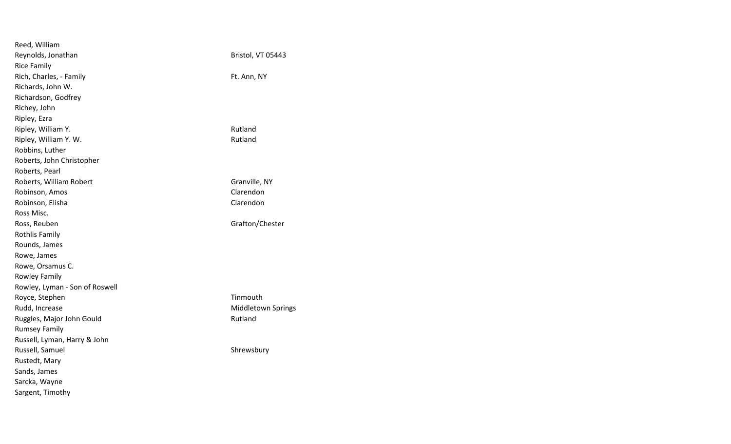| | |
|---|---|
| Reed, William | |
| Reynolds, Jonathan | Bristol, VT 05443 |
| Rice Family | |
| Rich, Charles, - Family | Ft. Ann, NY |
| Richards, John W. | |
| Richardson, Godfrey | |
| Richey, John | |
| Ripley, Ezra | |
| Ripley, William Y. | Rutland |
| Ripley, William Y. W. | Rutland |
| Robbins, Luther | |
| Roberts, John Christopher | |
| Roberts, Pearl | |
| Roberts, William Robert | Granville, NY |
| Robinson, Amos | Clarendon |
| Robinson, Elisha | Clarendon |
| Ross Misc. | |
| Ross, Reuben | Grafton/Chester |
| Rothlis Family | |
| Rounds, James | |
| Rowe, James | |
| Rowe, Orsamus C. | |
| Rowley Family | |
| Rowley, Lyman - Son of Roswell | |
| Royce, Stephen | Tinmouth |
| Rudd, Increase | Middletown Springs |
| Ruggles, Major John Gould | Rutland |
| Rumsey Family | |
| Russell, Lyman, Harry & John | |
| Russell, Samuel | Shrewsbury |
| Rustedt, Mary | |
| Sands, James | |
| Sarcka, Wayne | |
| Sargent, Timothy | |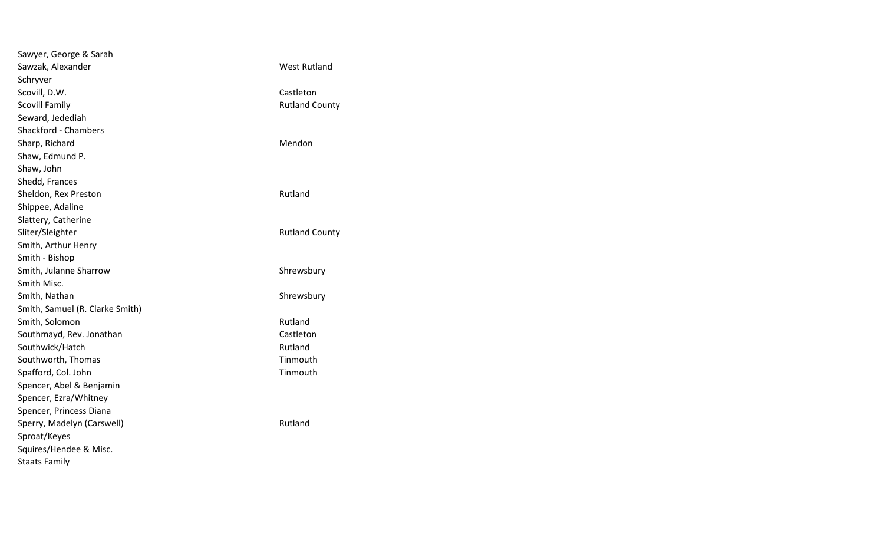| | |
|---|---|
| Sawyer, George & Sarah | |
| Sawzak, Alexander | West Rutland |
| Schryver | |
| Scovill, D.W. | Castleton |
| Scovill Family | Rutland County |
| Seward, Jedediah | |
| Shackford - Chambers | |
| Sharp, Richard | Mendon |
| Shaw, Edmund P. | |
| Shaw, John | |
| Shedd, Frances | |
| Sheldon, Rex Preston | Rutland |
| Shippee, Adaline | |
| Slattery, Catherine | |
| Sliter/Sleighter | Rutland County |
| Smith, Arthur Henry | |
| Smith - Bishop | |
| Smith, Julanne Sharrow | Shrewsbury |
| Smith Misc. | |
| Smith, Nathan | Shrewsbury |
| Smith, Samuel (R. Clarke Smith) | |
| Smith, Solomon | Rutland |
| Southmayd, Rev. Jonathan | Castleton |
| Southwick/Hatch | Rutland |
| Southworth, Thomas | Tinmouth |
| Spafford, Col. John | Tinmouth |
| Spencer, Abel & Benjamin | |
| Spencer, Ezra/Whitney | |
| Spencer, Princess Diana | |
| Sperry, Madelyn (Carswell) | Rutland |
| Sproat/Keyes | |
| Squires/Hendee & Misc. | |
| Staats Family | |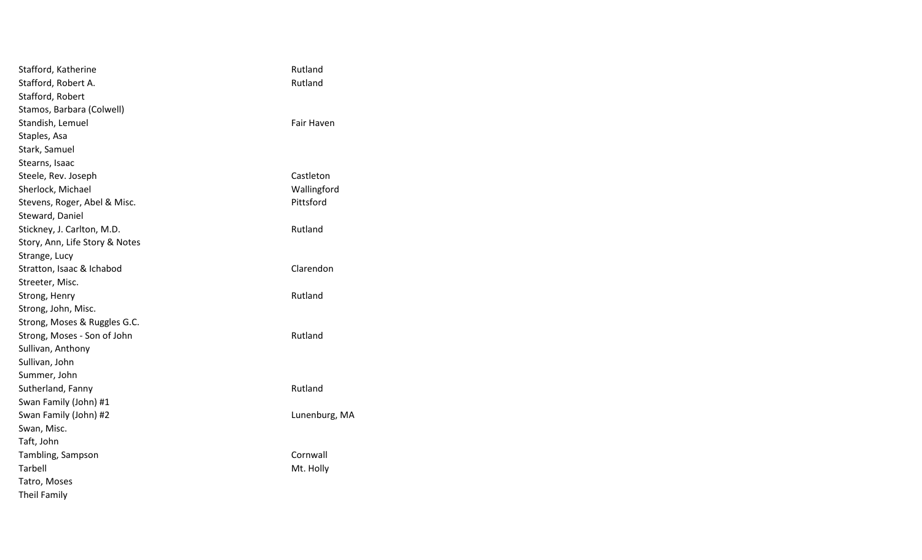| | |
|---|---|
| Stafford, Katherine | Rutland |
| Stafford, Robert A. | Rutland |
| Stafford, Robert | |
| Stamos, Barbara (Colwell) | |
| Standish, Lemuel | Fair Haven |
| Staples, Asa | |
| Stark, Samuel | |
| Stearns, Isaac | |
| Steele, Rev. Joseph | Castleton |
| Sherlock, Michael | Wallingford |
| Stevens, Roger, Abel & Misc. | Pittsford |
| Steward, Daniel | |
| Stickney, J. Carlton, M.D. | Rutland |
| Story, Ann, Life Story & Notes | |
| Strange, Lucy | |
| Stratton, Isaac & Ichabod | Clarendon |
| Streeter, Misc. | |
| Strong, Henry | Rutland |
| Strong, John, Misc. | |
| Strong, Moses & Ruggles G.C. | |
| Strong, Moses - Son of John | Rutland |
| Sullivan, Anthony | |
| Sullivan, John | |
| Summer, John | |
| Sutherland, Fanny | Rutland |
| Swan Family (John) #1 | |
| Swan Family (John) #2 | Lunenburg, MA |
| Swan, Misc. | |
| Taft, John | |
| Tambling, Sampson | Cornwall |
| Tarbell | Mt. Holly |
| Tatro, Moses | |
| Theil Family | |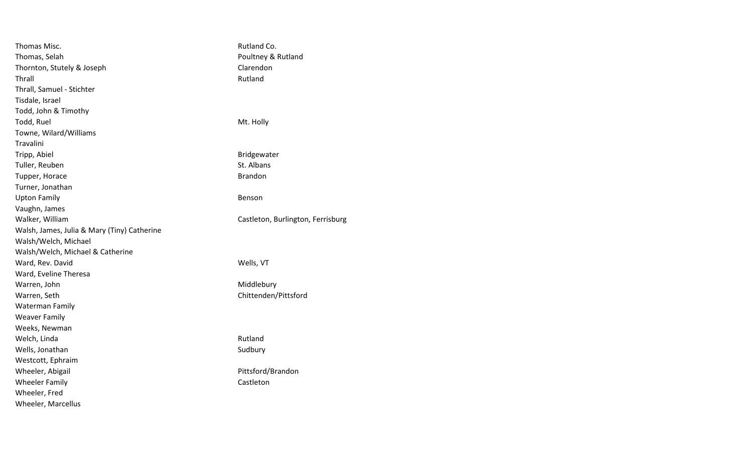| | |
|---|---|
| Thomas Misc. | Rutland Co. |
| Thomas, Selah | Poultney & Rutland |
| Thornton, Stutely & Joseph | Clarendon |
| Thrall | Rutland |
| Thrall, Samuel - Stichter | |
| Tisdale, Israel | |
| Todd, John & Timothy | |
| Todd, Ruel | Mt. Holly |
| Towne, Wilard/Williams | |
| Travalini | |
| Tripp, Abiel | Bridgewater |
| Tuller, Reuben | St. Albans |
| Tupper, Horace | Brandon |
| Turner, Jonathan | |
| Upton Family | Benson |
| Vaughn, James | |
| Walker, William | Castleton, Burlington, Ferrisburg |
| Walsh, James, Julia & Mary (Tiny) Catherine | |
| Walsh/Welch, Michael | |
| Walsh/Welch, Michael & Catherine | |
| Ward, Rev. David | Wells, VT |
| Ward, Eveline Theresa | |
| Warren, John | Middlebury |
| Warren, Seth | Chittenden/Pittsford |
| Waterman Family | |
| Weaver Family | |
| Weeks, Newman | |
| Welch, Linda | Rutland |
| Wells, Jonathan | Sudbury |
| Westcott, Ephraim | |
| Wheeler, Abigail | Pittsford/Brandon |
| Wheeler Family | Castleton |
| Wheeler, Fred | |
| Wheeler, Marcellus | |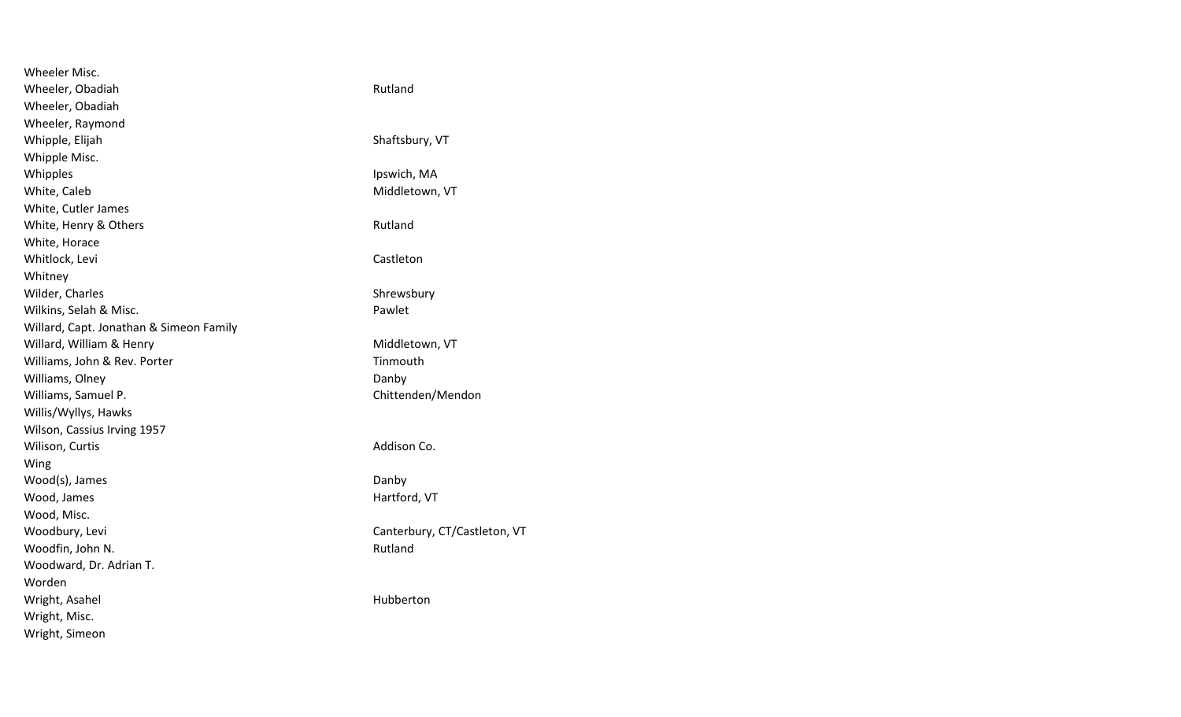| | |
|---|---|
| Wheeler Misc. | |
| Wheeler, Obadiah | Rutland |
| Wheeler, Obadiah | |
| Wheeler, Raymond | |
| Whipple, Elijah | Shaftsbury, VT |
| Whipple Misc. | |
| Whipples | Ipswich, MA |
| White, Caleb | Middletown, VT |
| White, Cutler James | |
| White, Henry & Others | Rutland |
| White, Horace | |
| Whitlock, Levi | Castleton |
| Whitney | |
| Wilder, Charles | Shrewsbury |
| Wilkins, Selah & Misc. | Pawlet |
| Willard, Capt. Jonathan & Simeon Family | |
| Willard, William & Henry | Middletown, VT |
| Williams, John & Rev. Porter | Tinmouth |
| Williams, Olney | Danby |
| Williams, Samuel P. | Chittenden/Mendon |
| Willis/Wyllys, Hawks | |
| Wilson, Cassius Irving 1957 | |
| Wilison, Curtis | Addison Co. |
| Wing | |
| Wood(s), James | Danby |
| Wood, James | Hartford, VT |
| Wood, Misc. | |
| Woodbury, Levi | Canterbury, CT/Castleton, VT |
| Woodfin, John N. | Rutland |
| Woodward, Dr. Adrian T. | |
| Worden | |
| Wright, Asahel | Hubberton |
| Wright, Misc. | |
| Wright, Simeon | |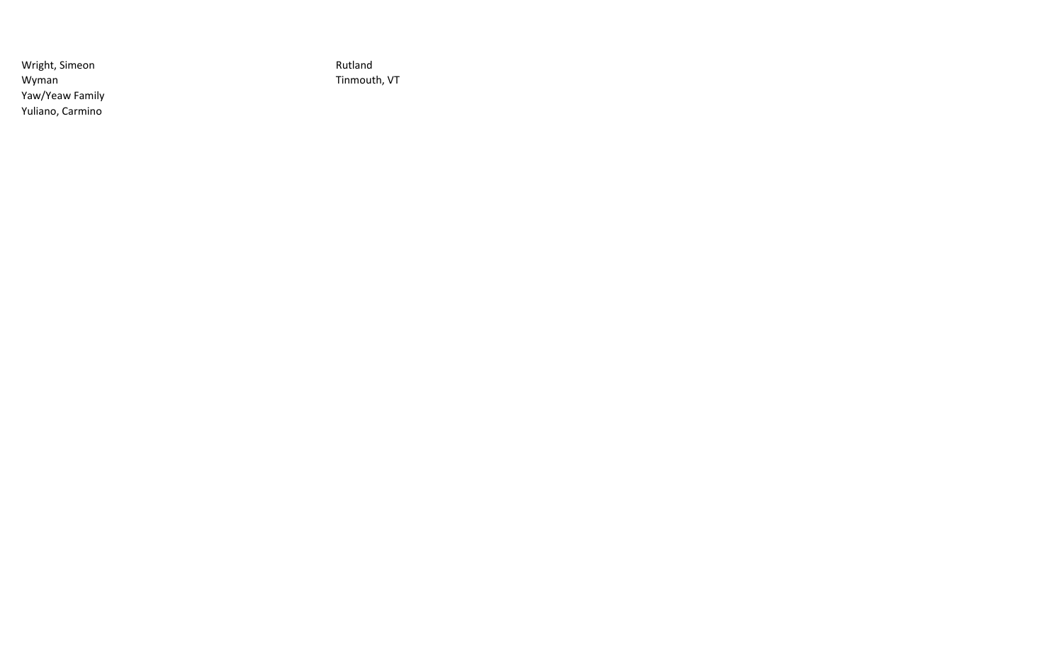| | |
|---|---|
| Wright, Simeon | Rutland |
| Wyman | Tinmouth, VT |
| Yaw/Yeaw Family | |
| Yuliano, Carmino | |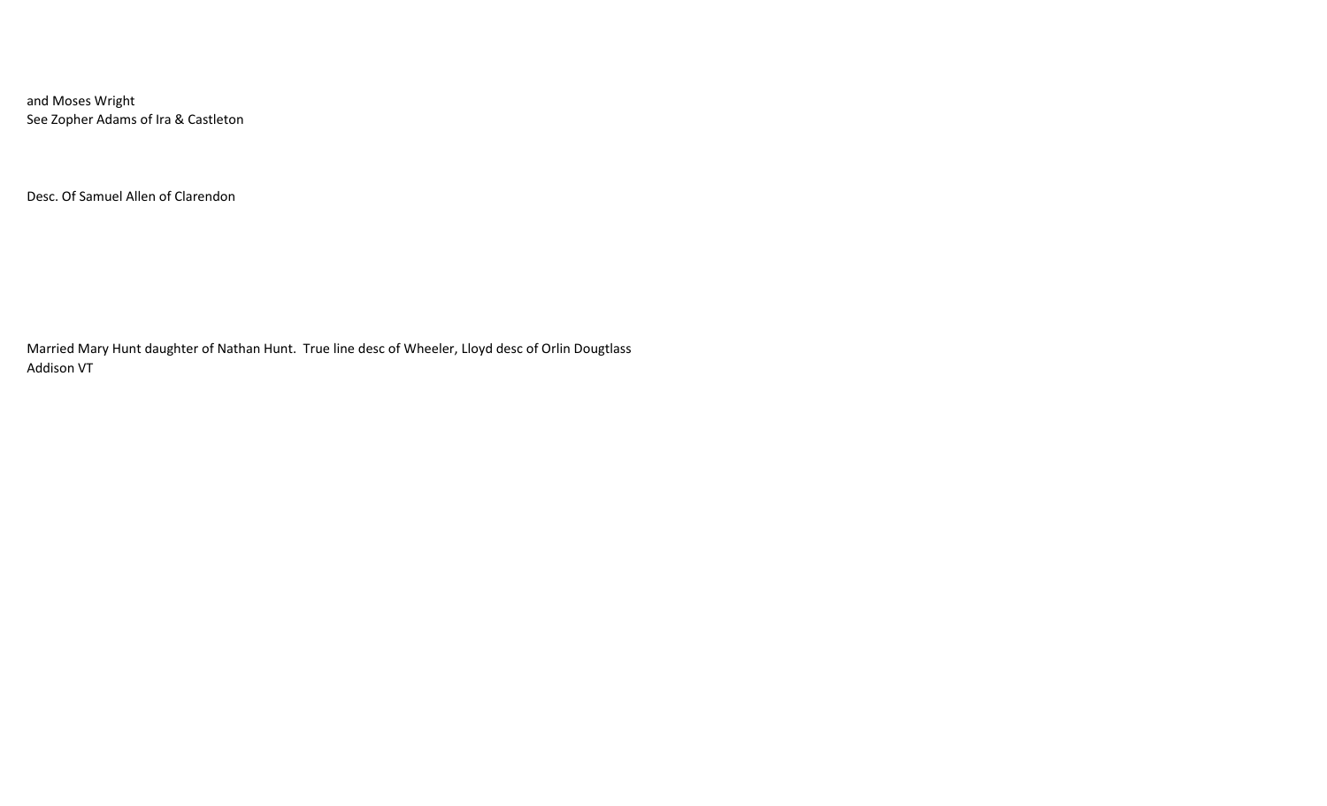and Moses Wright
See Zopher Adams of Ira & Castleton

Desc. Of Samuel Allen of Clarendon

Married Mary Hunt daughter of Nathan Hunt.  True line desc of Wheeler, Lloyd desc of Orlin Dougtlass
Addison VT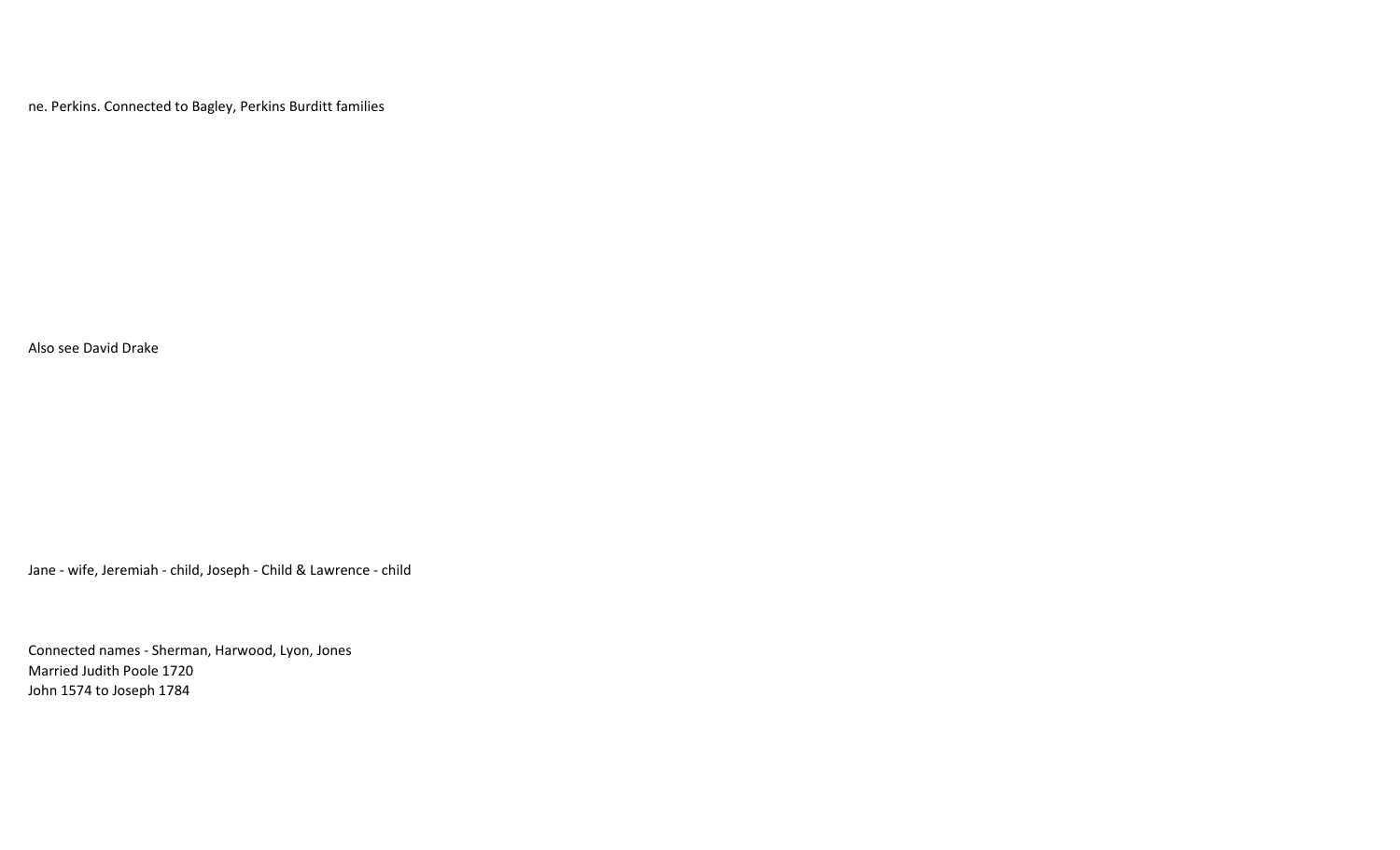ne. Perkins. Connected to Bagley, Perkins Burditt families

Also see David Drake

Jane - wife, Jeremiah - child, Joseph - Child & Lawrence - child

Connected names - Sherman, Harwood, Lyon, Jones
Married Judith Poole 1720
John 1574 to Joseph 1784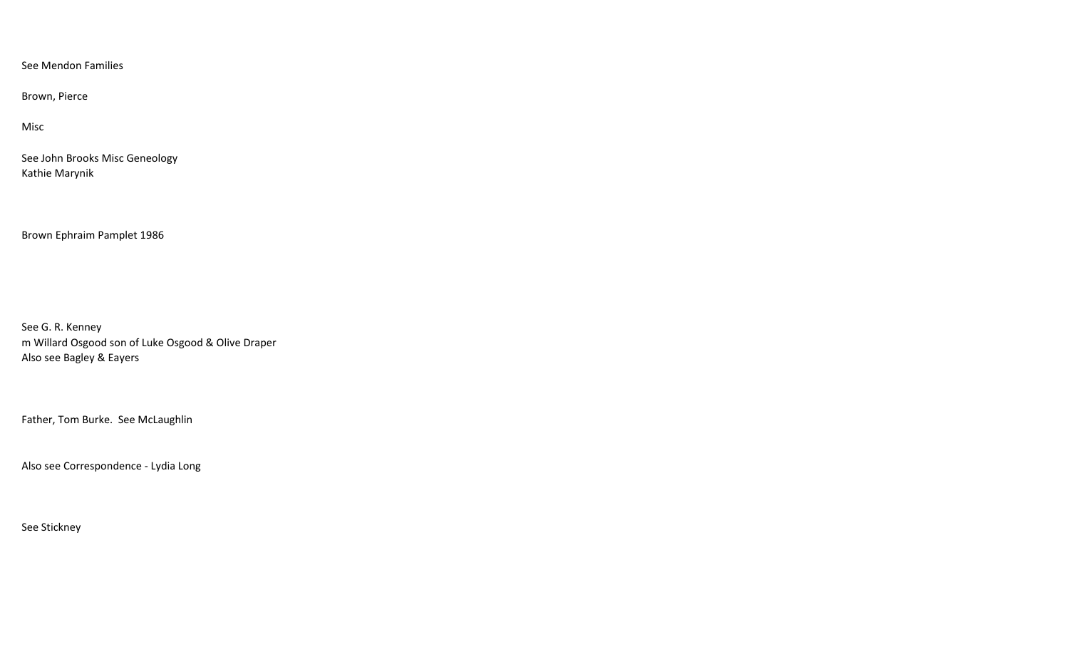See Mendon Families

Brown, Pierce

Misc

See John Brooks Misc Geneology
Kathie Marynik

Brown Ephraim Pamplet 1986

See G. R. Kenney
m Willard Osgood son of Luke Osgood & Olive Draper
Also see Bagley & Eayers

Father, Tom Burke.  See McLaughlin

Also see Correspondence - Lydia Long

See Stickney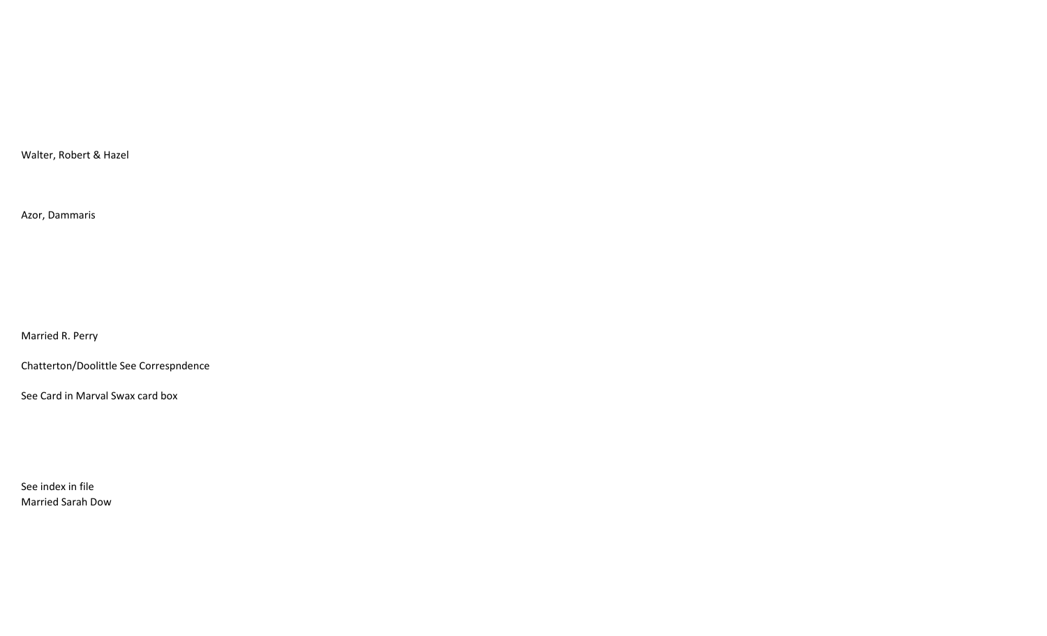Walter, Robert & Hazel

Azor, Dammaris

Married R. Perry

Chatterton/Doolittle See Correspndence

See Card in Marval Swax card box

See index in file
Married Sarah Dow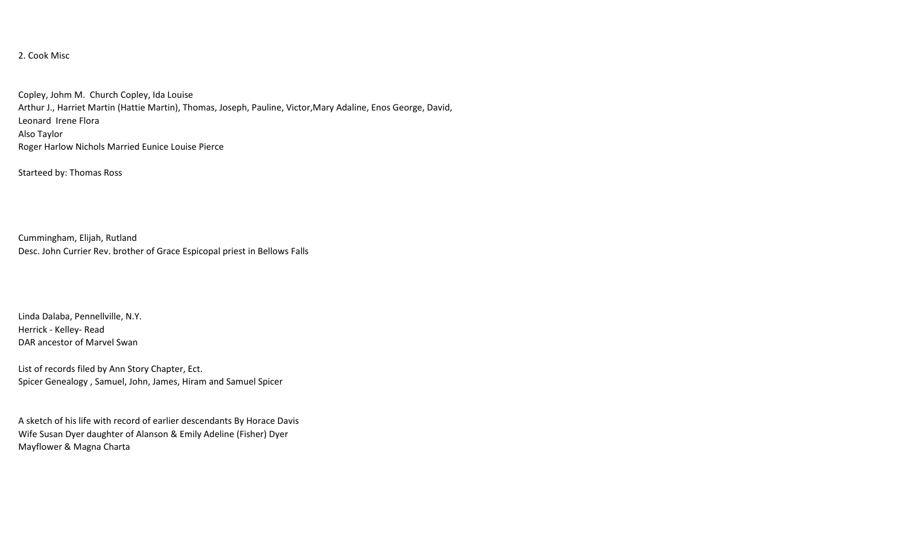2. Cook Misc

Copley, Johm M.  Church Copley, Ida Louise
Arthur J., Harriet Martin (Hattie Martin), Thomas, Joseph, Pauline, Victor,Mary Adaline, Enos George, David,
Leonard  Irene Flora
Also Taylor
Roger Harlow Nichols Married Eunice Louise Pierce

Starteed by: Thomas Ross

Cummingham, Elijah, Rutland
Desc. John Currier Rev. brother of Grace Espicopal priest in Bellows Falls

Linda Dalaba, Pennellville, N.Y.
Herrick - Kelley- Read
DAR ancestor of Marvel Swan

List of records filed by Ann Story Chapter, Ect.
Spicer Genealogy , Samuel, John, James, Hiram and Samuel Spicer

A sketch of his life with record of earlier descendants By Horace Davis
Wife Susan Dyer daughter of Alanson & Emily Adeline (Fisher) Dyer
Mayflower & Magna Charta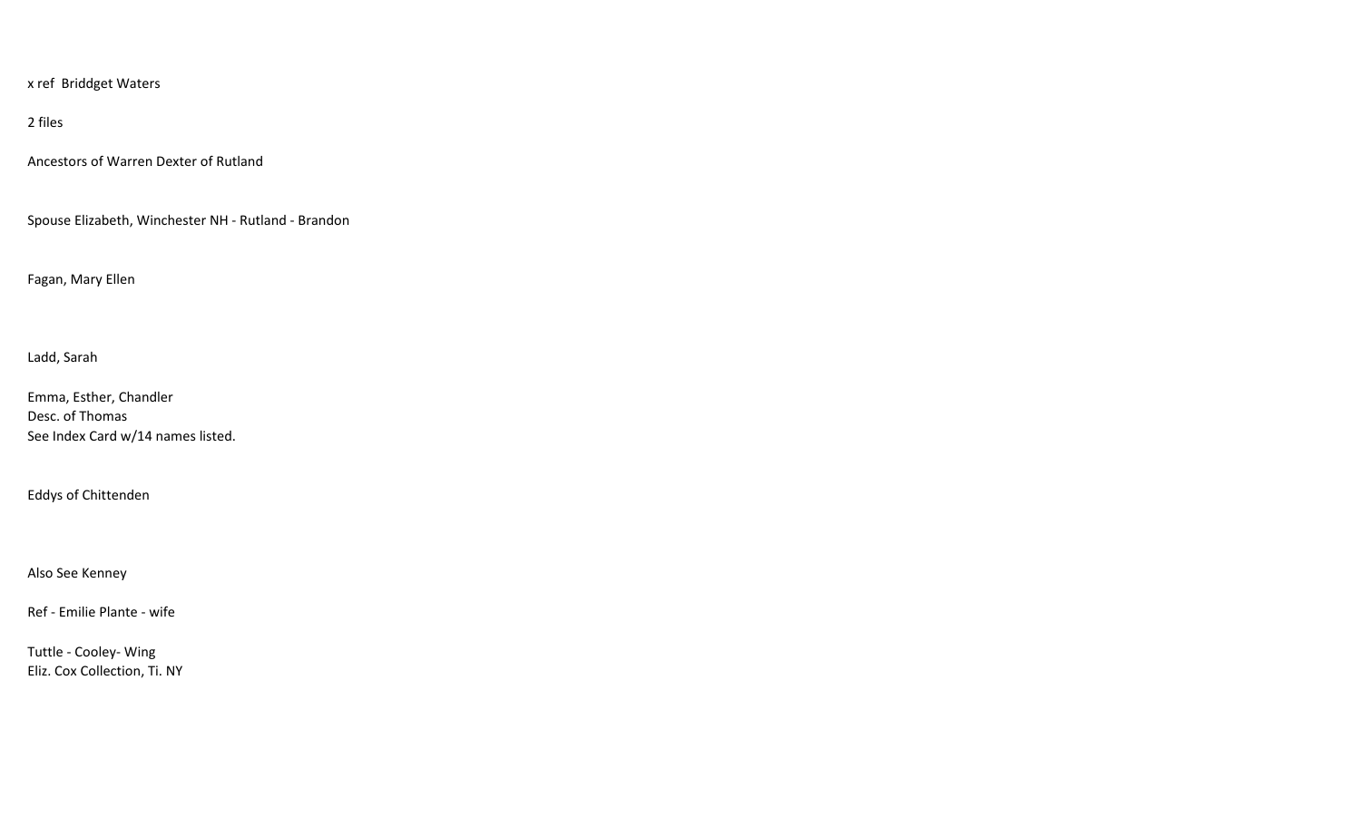x ref  Briddget Waters

2 files

Ancestors of Warren Dexter of Rutland

Spouse Elizabeth, Winchester NH - Rutland - Brandon

Fagan, Mary Ellen

Ladd, Sarah

Emma, Esther, Chandler
Desc. of Thomas
See Index Card w/14 names listed.

Eddys of Chittenden

Also See Kenney

Ref - Emilie Plante - wife

Tuttle - Cooley- Wing
Eliz. Cox Collection, Ti. NY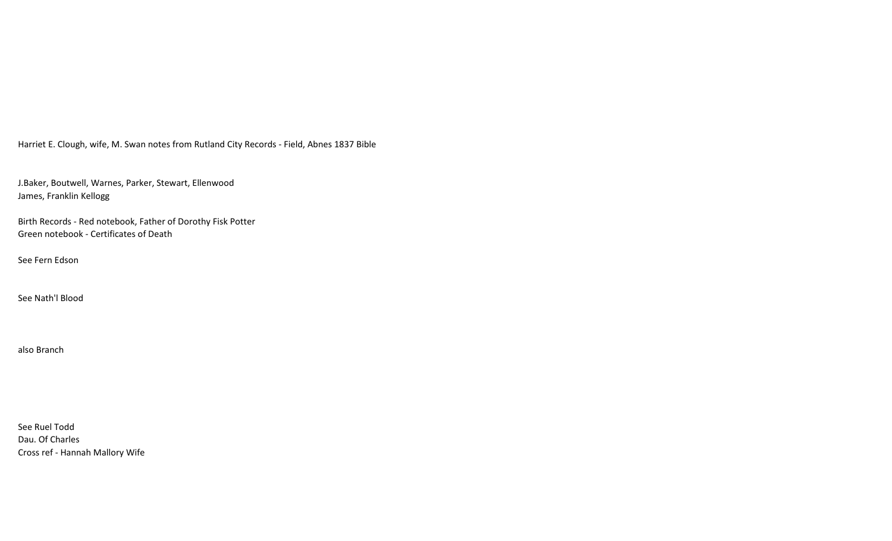Harriet E. Clough, wife, M. Swan notes from Rutland City Records - Field, Abnes 1837 Bible

J.Baker, Boutwell, Warnes, Parker, Stewart, Ellenwood
James, Franklin Kellogg

Birth Records - Red notebook, Father of Dorothy Fisk Potter
Green notebook - Certificates of Death

See Fern Edson

See Nath'l Blood

also Branch

See Ruel Todd
Dau. Of Charles
Cross ref - Hannah Mallory Wife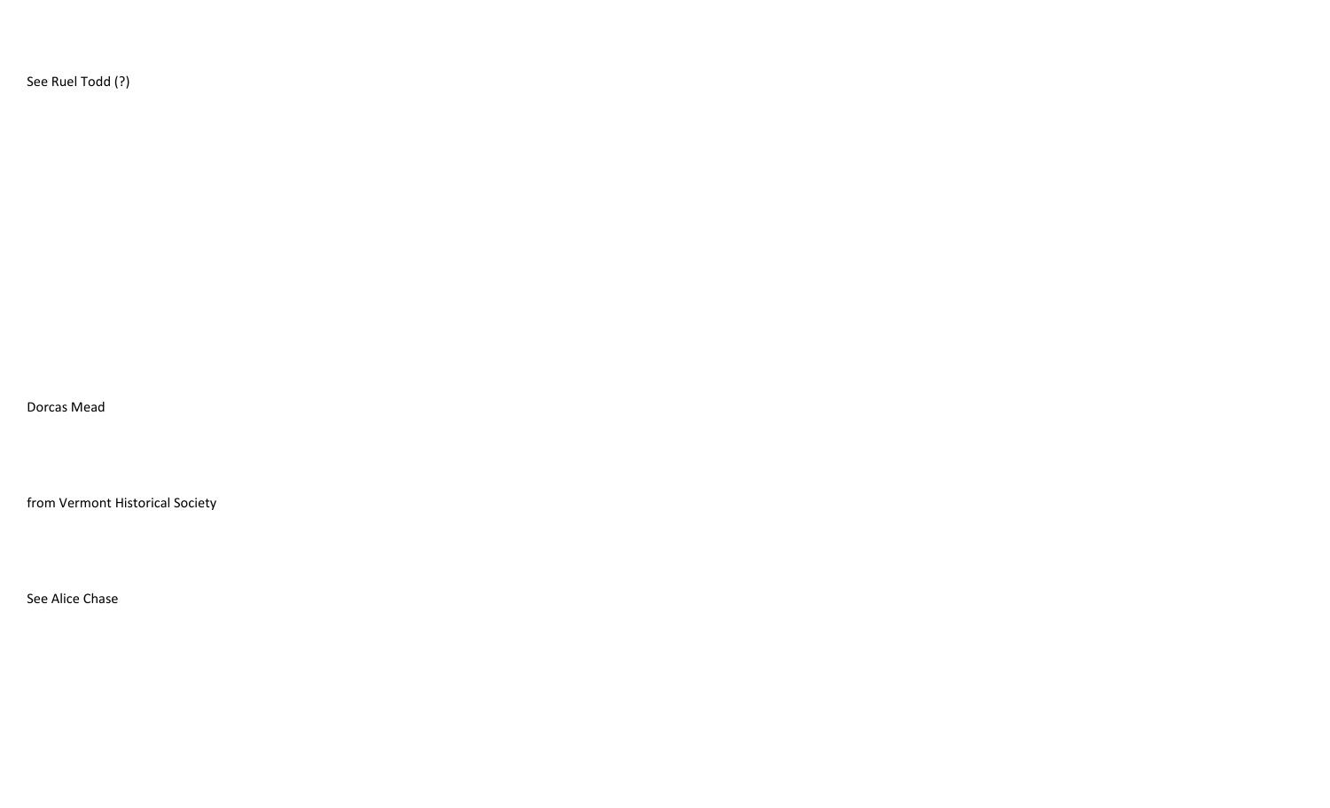See Ruel Todd (?)

Dorcas Mead

from Vermont Historical Society

See Alice Chase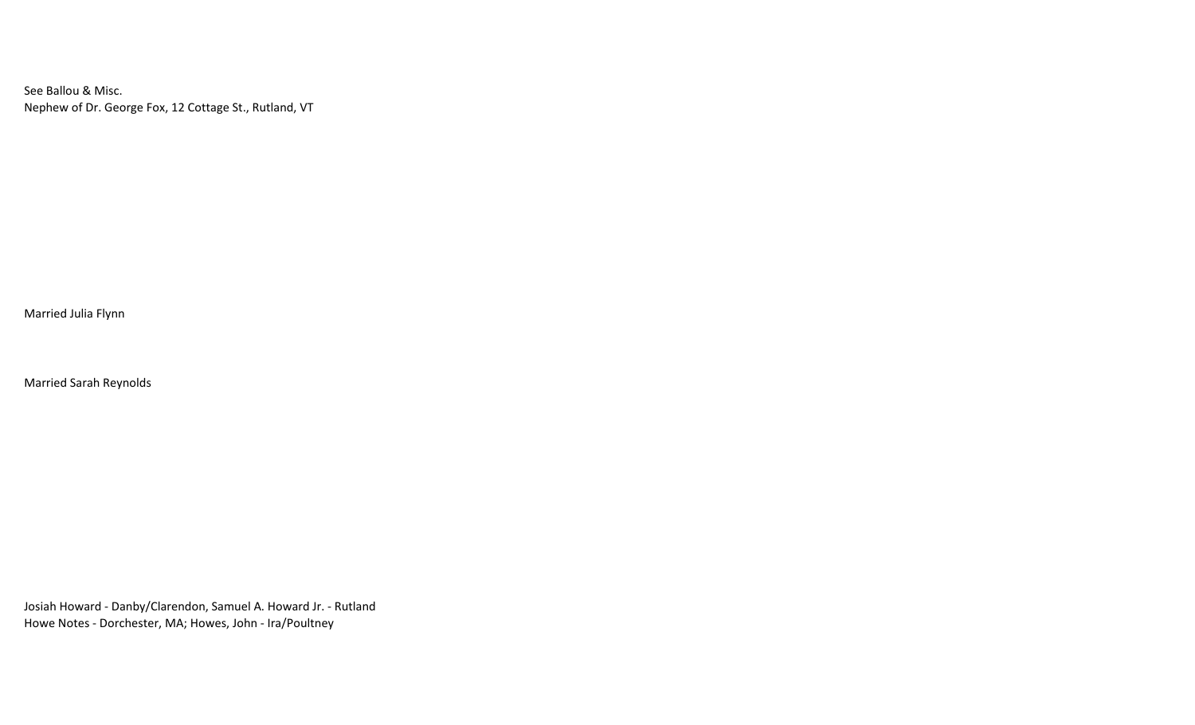See Ballou & Misc.
Nephew of Dr. George Fox, 12 Cottage St., Rutland, VT

Married Julia Flynn

Married Sarah Reynolds

Josiah Howard - Danby/Clarendon, Samuel A. Howard Jr. - Rutland
Howe Notes - Dorchester, MA; Howes, John - Ira/Poultney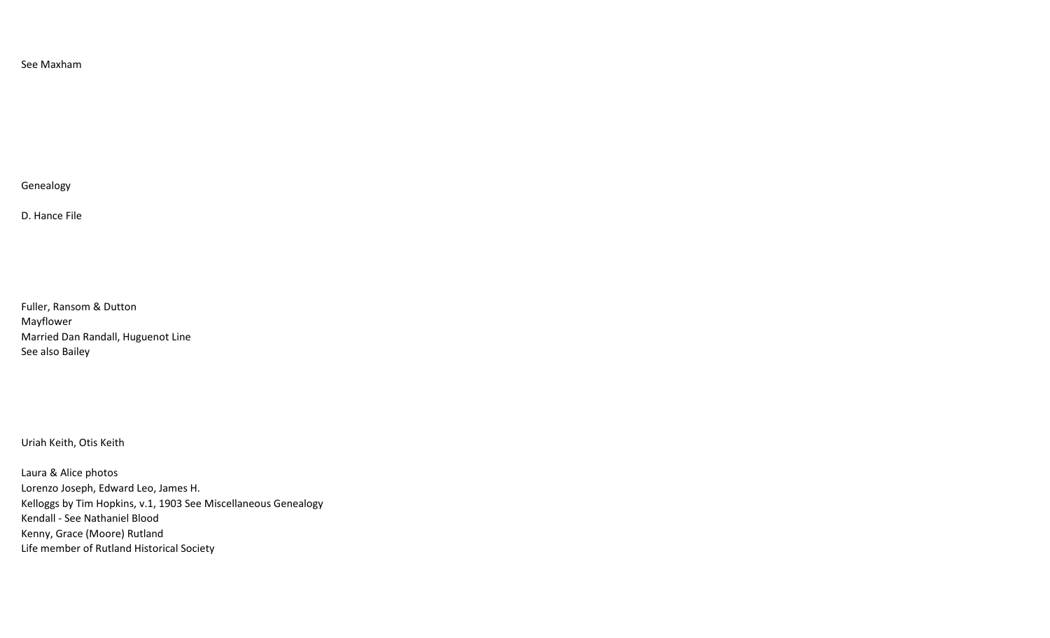See Maxham

Genealogy

D. Hance File

Fuller, Ransom & Dutton
Mayflower
Married Dan Randall, Huguenot Line
See also Bailey

Uriah Keith, Otis Keith

Laura & Alice photos
Lorenzo Joseph, Edward Leo, James H.
Kelloggs by Tim Hopkins, v.1, 1903 See Miscellaneous Genealogy
Kendall - See Nathaniel Blood
Kenny, Grace (Moore) Rutland
Life member of Rutland Historical Society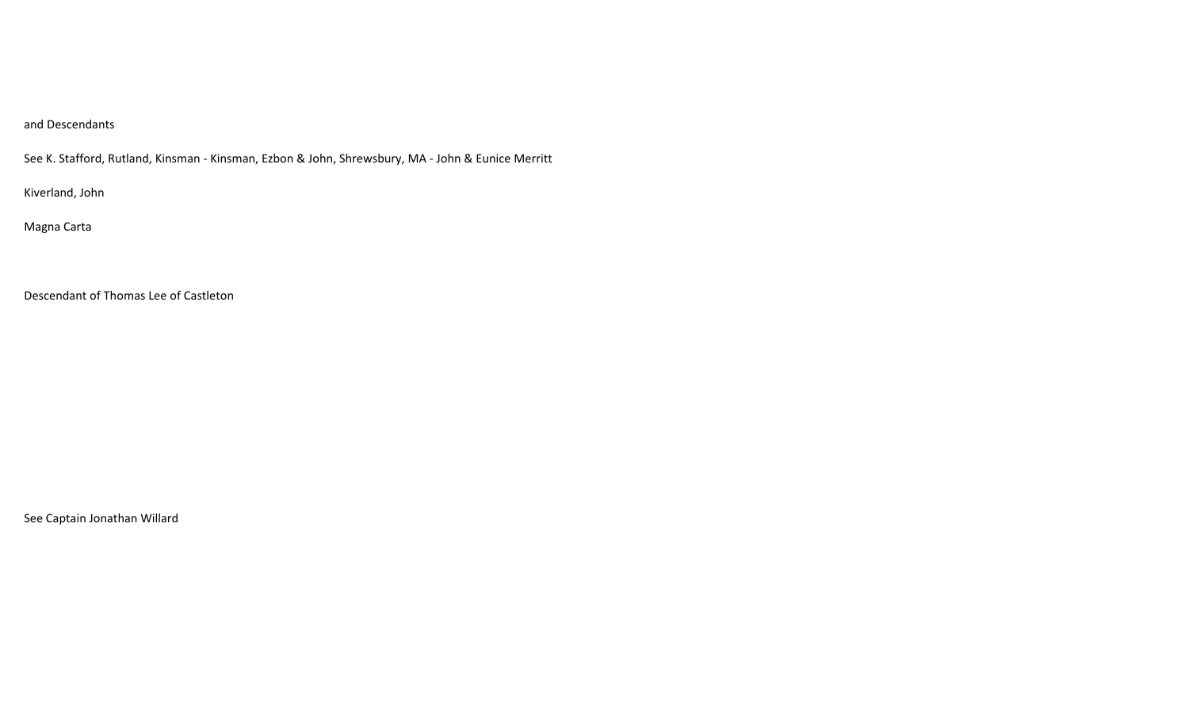and Descendants

See K. Stafford, Rutland, Kinsman - Kinsman, Ezbon & John, Shrewsbury, MA - John & Eunice Merritt

Kiverland, John

Magna Carta

Descendant of Thomas Lee of Castleton

See Captain Jonathan Willard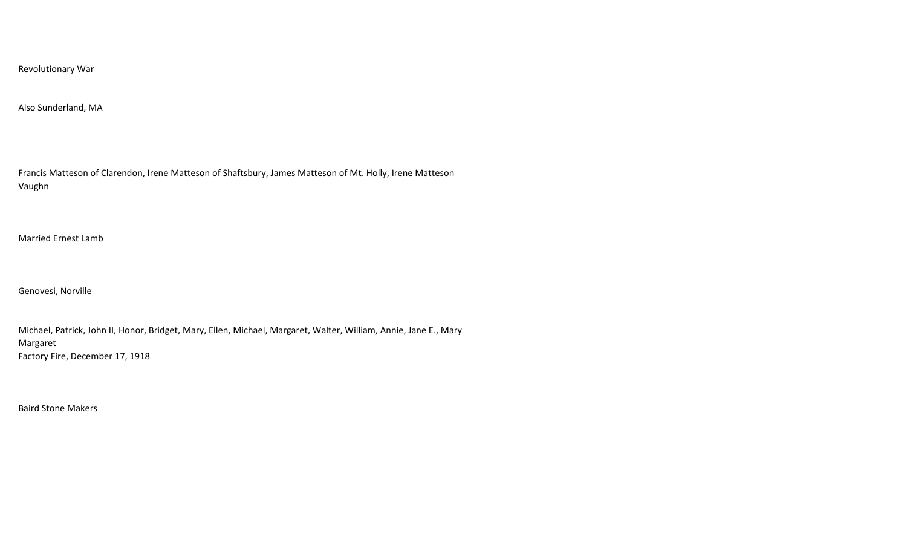Revolutionary War

Also Sunderland, MA

Francis Matteson of Clarendon, Irene Matteson of Shaftsbury, James Matteson of Mt. Holly, Irene Matteson Vaughn

Married Ernest Lamb

Genovesi, Norville

Michael, Patrick, John II, Honor, Bridget, Mary, Ellen, Michael, Margaret, Walter, William, Annie, Jane E., Mary Margaret
Factory Fire, December 17, 1918

Baird Stone Makers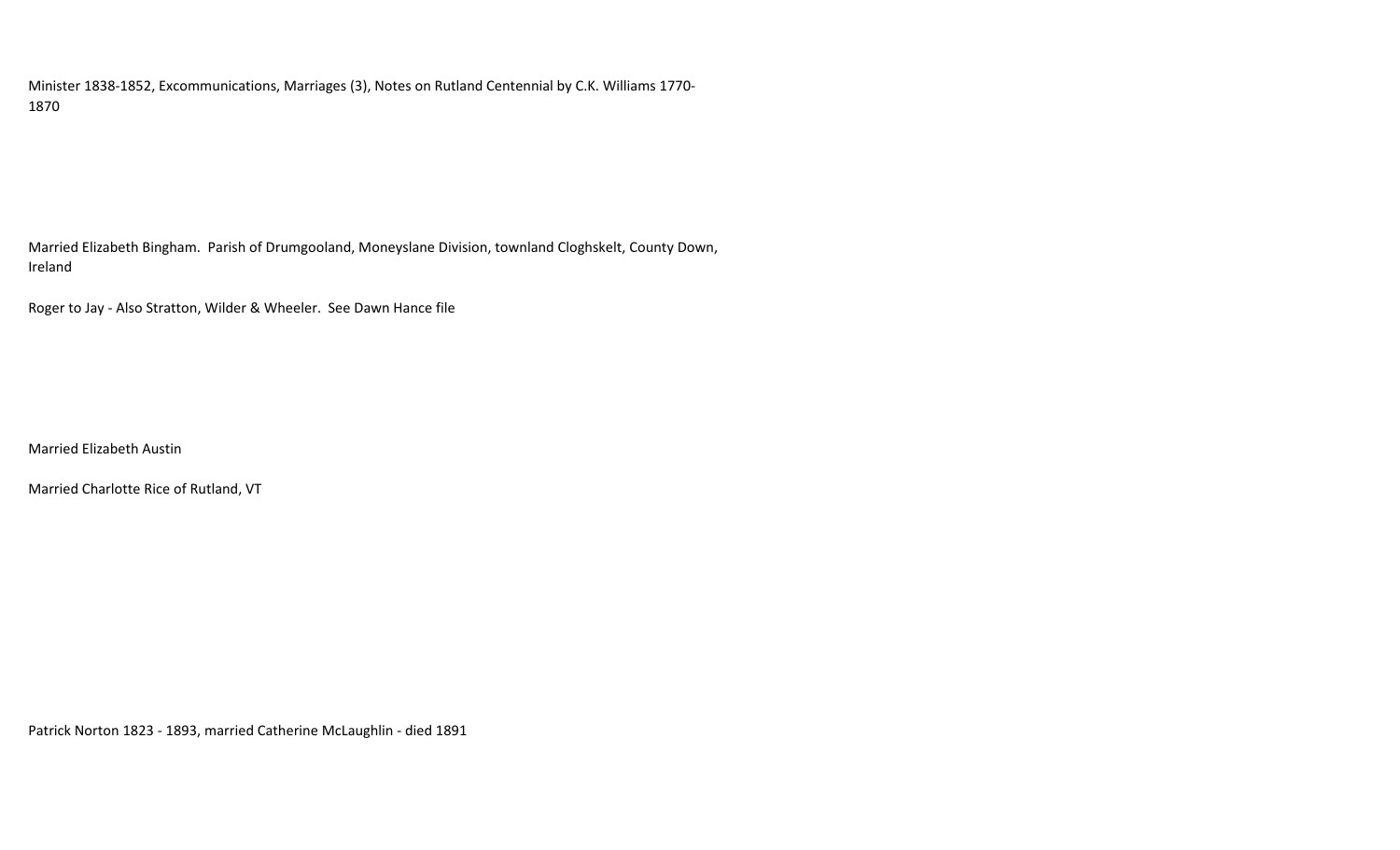Minister 1838-1852, Excommunications, Marriages (3), Notes on Rutland Centennial by C.K. Williams 1770-1870

Married Elizabeth Bingham. Parish of Drumgooland, Moneyslane Division, townland Cloghskelt, County Down, Ireland

Roger to Jay - Also Stratton, Wilder & Wheeler. See Dawn Hance file

Married Elizabeth Austin

Married Charlotte Rice of Rutland, VT

Patrick Norton 1823 - 1893, married Catherine McLaughlin - died 1891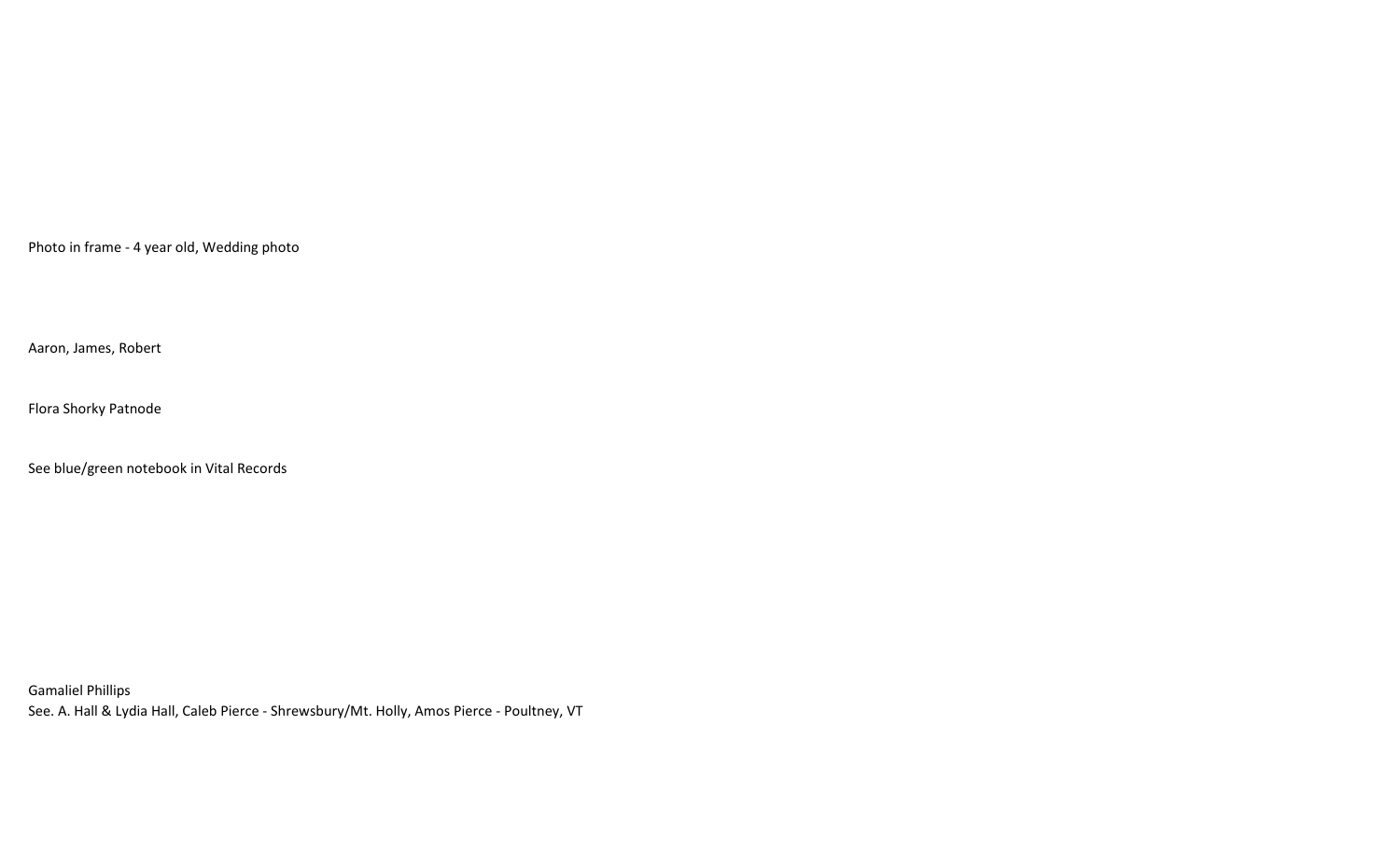Photo in frame - 4 year old, Wedding photo

Aaron, James, Robert

Flora Shorky Patnode

See blue/green notebook in Vital Records

Gamaliel Phillips
See. A. Hall & Lydia Hall, Caleb Pierce - Shrewsbury/Mt. Holly, Amos Pierce - Poultney, VT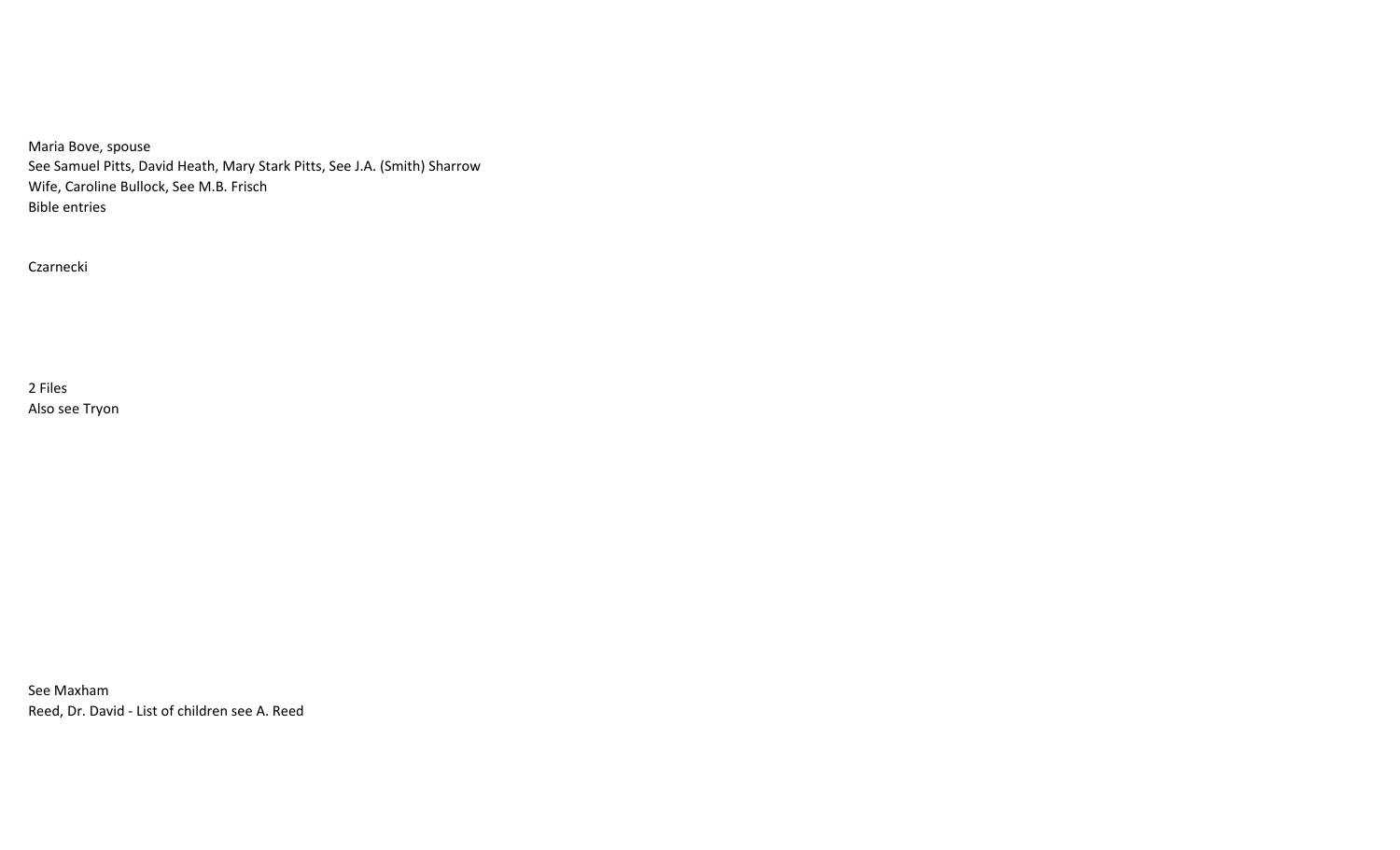Maria Bove, spouse
See Samuel Pitts, David Heath, Mary Stark Pitts, See J.A. (Smith) Sharrow
Wife, Caroline Bullock, See M.B. Frisch
Bible entries

Czarnecki

2 Files
Also see Tryon

See Maxham
Reed, Dr. David - List of children see A. Reed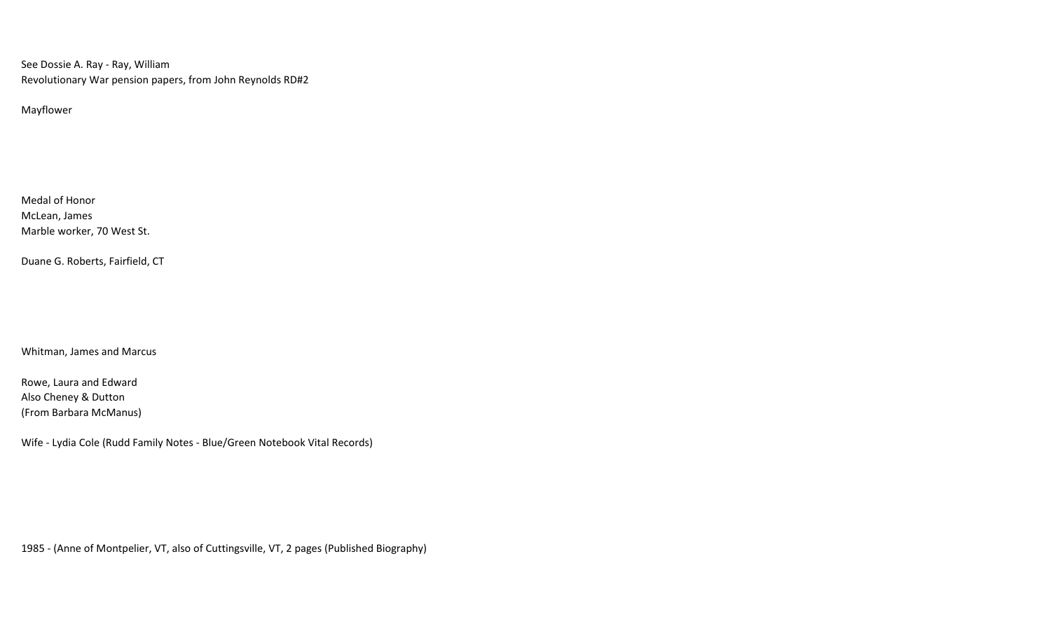See Dossie A. Ray - Ray, William
Revolutionary War pension papers, from John Reynolds RD#2

Mayflower

Medal of Honor
McLean, James
Marble worker, 70 West St.

Duane G. Roberts, Fairfield, CT

Whitman, James and Marcus

Rowe, Laura and Edward
Also Cheney & Dutton
(From Barbara McManus)

Wife - Lydia Cole (Rudd Family Notes - Blue/Green Notebook Vital Records)

1985 - (Anne of Montpelier, VT, also of Cuttingsville, VT, 2 pages (Published Biography)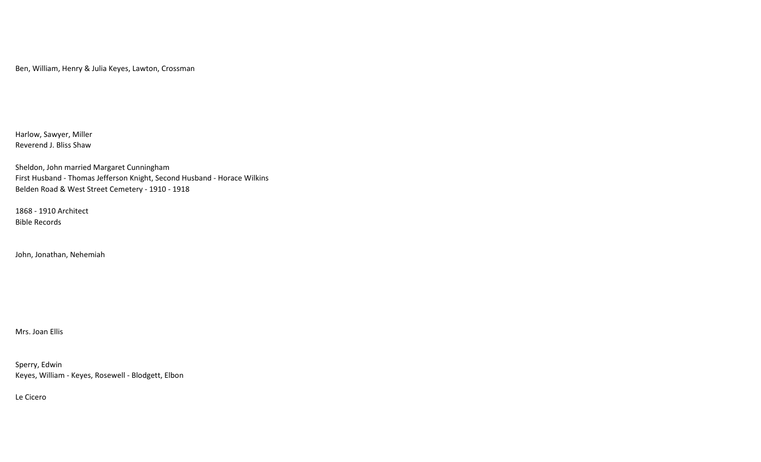Ben, William, Henry & Julia Keyes, Lawton, Crossman

Harlow, Sawyer, Miller
Reverend J. Bliss Shaw

Sheldon, John married Margaret Cunningham
First Husband - Thomas Jefferson Knight, Second Husband - Horace Wilkins
Belden Road & West Street Cemetery - 1910 - 1918

1868 - 1910 Architect
Bible Records

John, Jonathan, Nehemiah

Mrs. Joan Ellis

Sperry, Edwin
Keyes, William - Keyes, Rosewell - Blodgett, Elbon

Le Cicero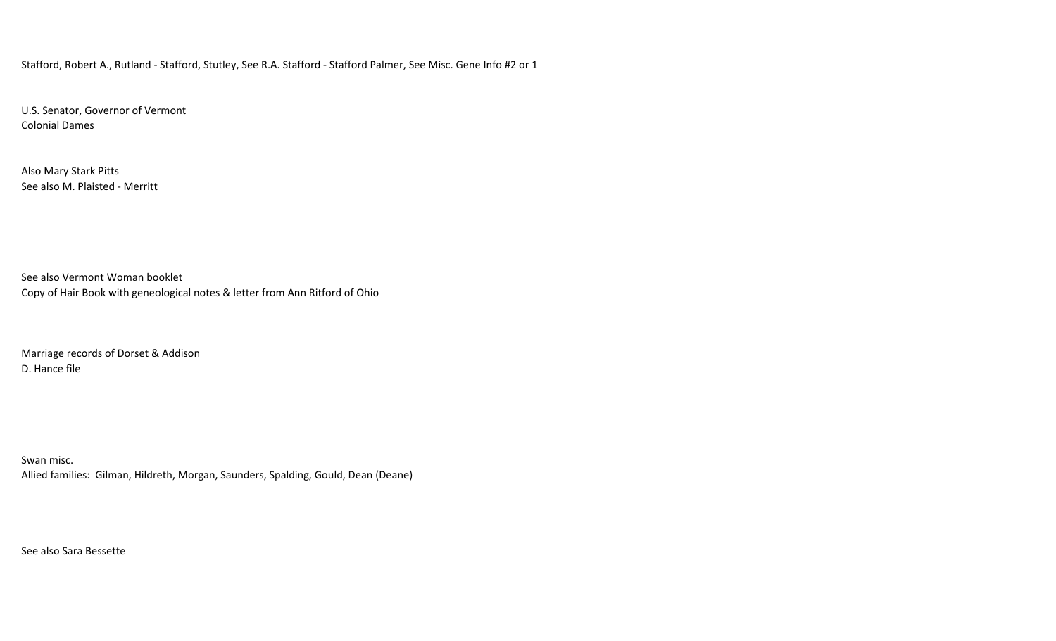Stafford, Robert A., Rutland - Stafford, Stutley, See R.A. Stafford - Stafford Palmer, See Misc. Gene Info #2 or 1

U.S. Senator, Governor of Vermont
Colonial Dames

Also Mary Stark Pitts
See also M. Plaisted - Merritt

See also Vermont Woman booklet
Copy of Hair Book with geneological notes & letter from Ann Ritford of Ohio

Marriage records of Dorset & Addison
D. Hance file

Swan misc.
Allied families: Gilman, Hildreth, Morgan, Saunders, Spalding, Gould, Dean (Deane)

See also Sara Bessette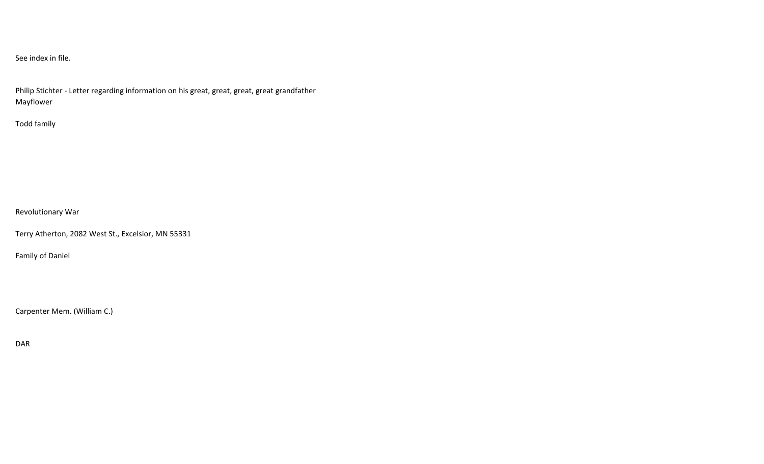See index in file.

Philip Stichter - Letter regarding information on his great, great, great, great grandfather
Mayflower

Todd family

Revolutionary War

Terry Atherton, 2082 West St., Excelsior, MN 55331

Family of Daniel

Carpenter Mem. (William C.)

DAR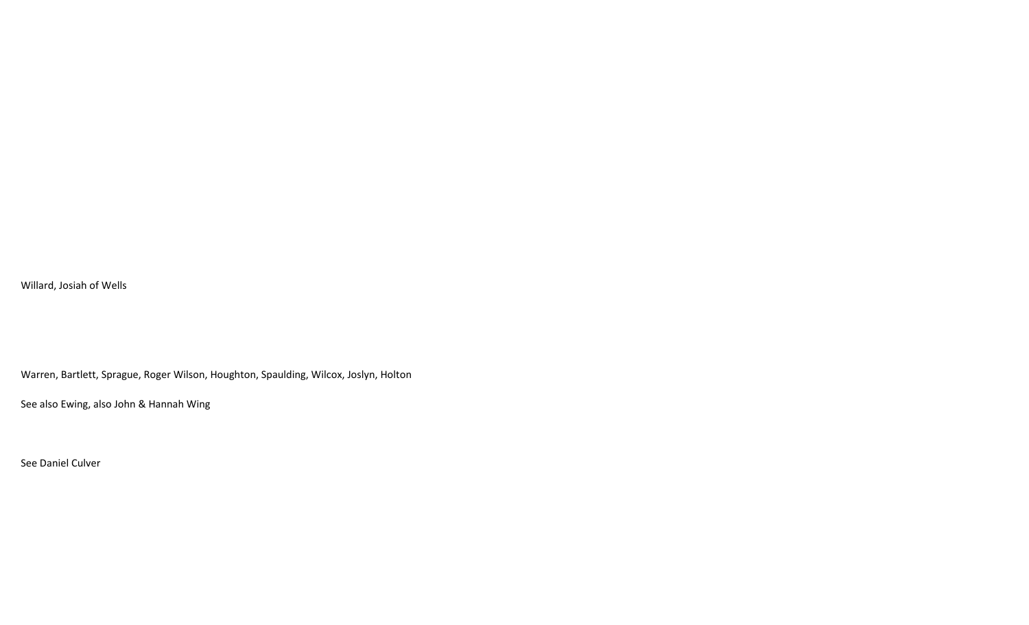Willard, Josiah of Wells

Warren, Bartlett, Sprague, Roger Wilson, Houghton, Spaulding, Wilcox, Joslyn, Holton

See also Ewing, also John & Hannah Wing

See Daniel Culver